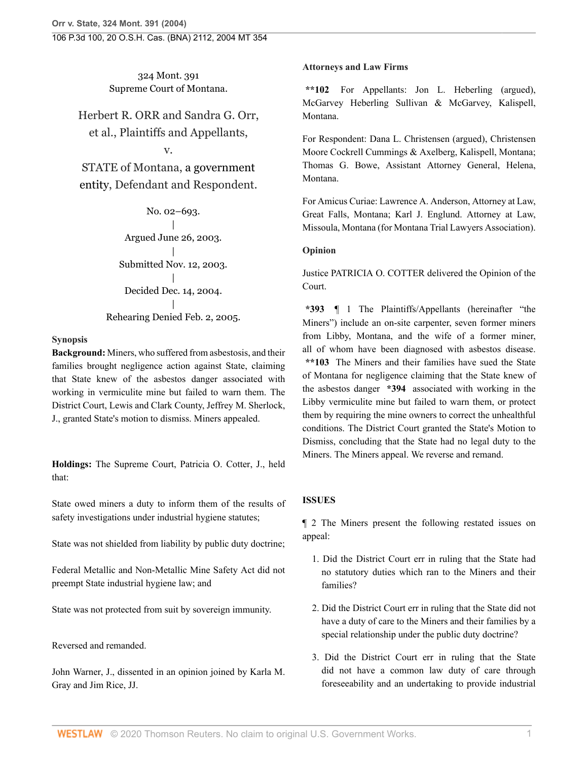324 Mont. 391
Supreme Court of Montana.

Herbert R. ORR and Sandra G. Orr, et al., Plaintiffs and Appellants,
v.
STATE of Montana, a government entity, Defendant and Respondent.

No. 02–693.
|
Argued June 26, 2003.
|
Submitted Nov. 12, 2003.
|
Decided Dec. 14, 2004.
|
Rehearing Denied Feb. 2, 2005.

**Synopsis**

**Background:** Miners, who suffered from asbestosis, and their families brought negligence action against State, claiming that State knew of the asbestos danger associated with working in vermiculite mine but failed to warn them. The District Court, Lewis and Clark County, Jeffrey M. Sherlock, J., granted State's motion to dismiss. Miners appealed.

**Holdings:** The Supreme Court, Patricia O. Cotter, J., held that:

State owed miners a duty to inform them of the results of safety investigations under industrial hygiene statutes;

State was not shielded from liability by public duty doctrine;

Federal Metallic and Non-Metallic Mine Safety Act did not preempt State industrial hygiene law; and

State was not protected from suit by sovereign immunity.

Reversed and remanded.

John Warner, J., dissented in an opinion joined by Karla M. Gray and Jim Rice, JJ.

**Attorneys and Law Firms**

**\*\*102** For Appellants: Jon L. Heberling (argued), McGarvey Heberling Sullivan & McGarvey, Kalispell, Montana.

For Respondent: Dana L. Christensen (argued), Christensen Moore Cockrell Cummings & Axelberg, Kalispell, Montana; Thomas G. Bowe, Assistant Attorney General, Helena, Montana.

For Amicus Curiae: Lawrence A. Anderson, Attorney at Law, Great Falls, Montana; Karl J. Englund. Attorney at Law, Missoula, Montana (for Montana Trial Lawyers Association).

**Opinion**

Justice PATRICIA O. COTTER delivered the Opinion of the Court.

**\*393** ¶ 1 The Plaintiffs/Appellants (hereinafter "the Miners") include an on-site carpenter, seven former miners from Libby, Montana, and the wife of a former miner, all of whom have been diagnosed with asbestos disease. **\*\*103** The Miners and their families have sued the State of Montana for negligence claiming that the State knew of the asbestos danger **\*394** associated with working in the Libby vermiculite mine but failed to warn them, or protect them by requiring the mine owners to correct the unhealthful conditions. The District Court granted the State's Motion to Dismiss, concluding that the State had no legal duty to the Miners. The Miners appeal. We reverse and remand.

## ISSUES

¶ 2 The Miners present the following restated issues on appeal:

1. Did the District Court err in ruling that the State had no statutory duties which ran to the Miners and their families?

2. Did the District Court err in ruling that the State did not have a duty of care to the Miners and their families by a special relationship under the public duty doctrine?

3. Did the District Court err in ruling that the State did not have a common law duty of care through foreseeability and an undertaking to provide industrial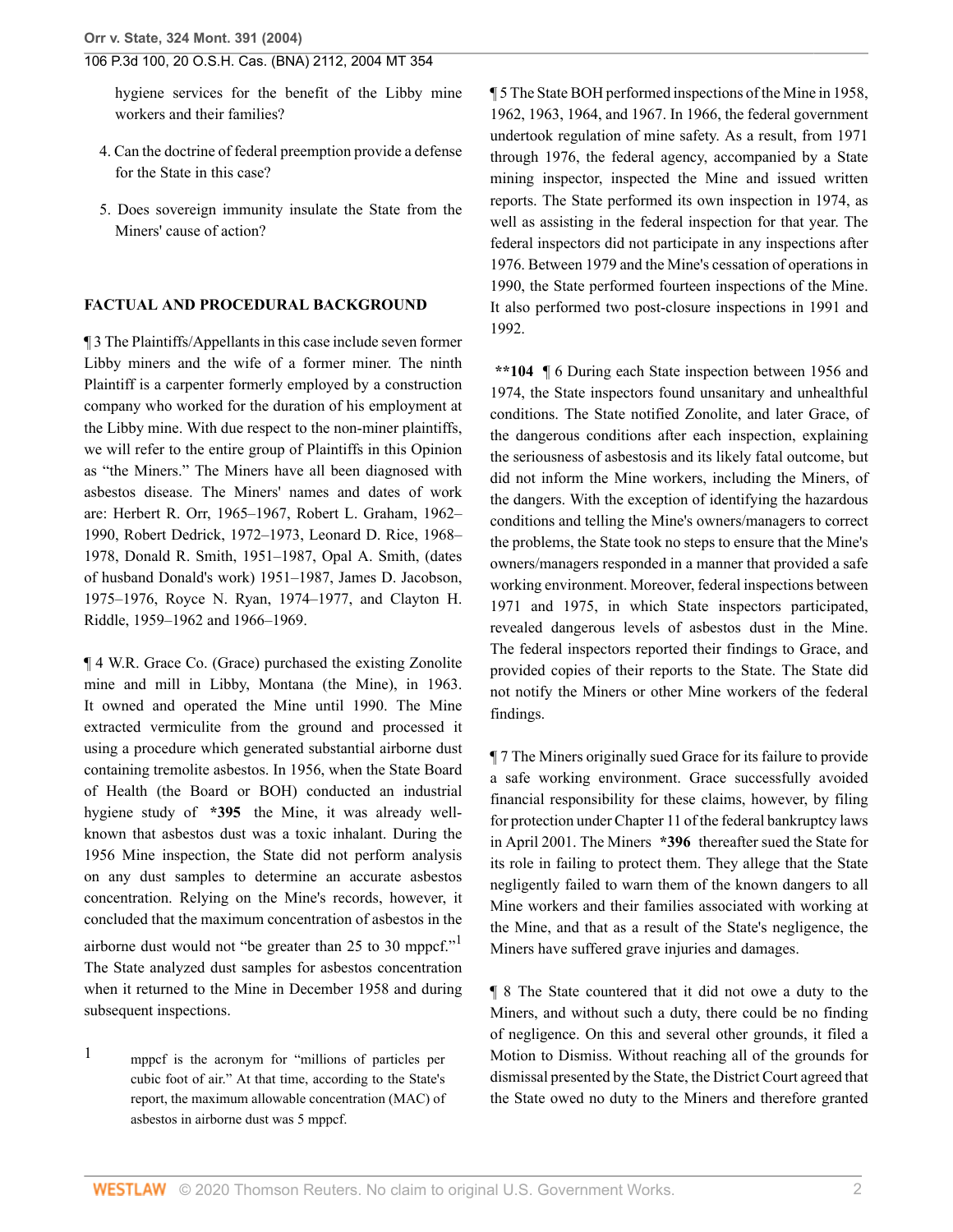hygiene services for the benefit of the Libby mine workers and their families?

4. Can the doctrine of federal preemption provide a defense for the State in this case?

5. Does sovereign immunity insulate the State from the Miners' cause of action?

## FACTUAL AND PROCEDURAL BACKGROUND

¶ 3 The Plaintiffs/Appellants in this case include seven former Libby miners and the wife of a former miner. The ninth Plaintiff is a carpenter formerly employed by a construction company who worked for the duration of his employment at the Libby mine. With due respect to the non-miner plaintiffs, we will refer to the entire group of Plaintiffs in this Opinion as "the Miners." The Miners have all been diagnosed with asbestos disease. The Miners' names and dates of work are: Herbert R. Orr, 1965–1967, Robert L. Graham, 1962–1990, Robert Dedrick, 1972–1973, Leonard D. Rice, 1968–1978, Donald R. Smith, 1951–1987, Opal A. Smith, (dates of husband Donald's work) 1951–1987, James D. Jacobson, 1975–1976, Royce N. Ryan, 1974–1977, and Clayton H. Riddle, 1959–1962 and 1966–1969.

¶ 4 W.R. Grace Co. (Grace) purchased the existing Zonolite mine and mill in Libby, Montana (the Mine), in 1963. It owned and operated the Mine until 1990. The Mine extracted vermiculite from the ground and processed it using a procedure which generated substantial airborne dust containing tremolite asbestos. In 1956, when the State Board of Health (the Board or BOH) conducted an industrial hygiene study of **\*395** the Mine, it was already well-known that asbestos dust was a toxic inhalant. During the 1956 Mine inspection, the State did not perform analysis on any dust samples to determine an accurate asbestos concentration. Relying on the Mine's records, however, it concluded that the maximum concentration of asbestos in the airborne dust would not "be greater than 25 to 30 mppcf."[1] The State analyzed dust samples for asbestos concentration when it returned to the Mine in December 1958 and during subsequent inspections.

1 mppcf is the acronym for "millions of particles per cubic foot of air." At that time, according to the State's report, the maximum allowable concentration (MAC) of asbestos in airborne dust was 5 mppcf.

¶ 5 The State BOH performed inspections of the Mine in 1958, 1962, 1963, 1964, and 1967. In 1966, the federal government undertook regulation of mine safety. As a result, from 1971 through 1976, the federal agency, accompanied by a State mining inspector, inspected the Mine and issued written reports. The State performed its own inspection in 1974, as well as assisting in the federal inspection for that year. The federal inspectors did not participate in any inspections after 1976. Between 1979 and the Mine's cessation of operations in 1990, the State performed fourteen inspections of the Mine. It also performed two post-closure inspections in 1991 and 1992.

**\*\*104** ¶ 6 During each State inspection between 1956 and 1974, the State inspectors found unsanitary and unhealthful conditions. The State notified Zonolite, and later Grace, of the dangerous conditions after each inspection, explaining the seriousness of asbestosis and its likely fatal outcome, but did not inform the Mine workers, including the Miners, of the dangers. With the exception of identifying the hazardous conditions and telling the Mine's owners/managers to correct the problems, the State took no steps to ensure that the Mine's owners/managers responded in a manner that provided a safe working environment. Moreover, federal inspections between 1971 and 1975, in which State inspectors participated, revealed dangerous levels of asbestos dust in the Mine. The federal inspectors reported their findings to Grace, and provided copies of their reports to the State. The State did not notify the Miners or other Mine workers of the federal findings.

¶ 7 The Miners originally sued Grace for its failure to provide a safe working environment. Grace successfully avoided financial responsibility for these claims, however, by filing for protection under Chapter 11 of the federal bankruptcy laws in April 2001. The Miners **\*396** thereafter sued the State for its role in failing to protect them. They allege that the State negligently failed to warn them of the known dangers to all Mine workers and their families associated with working at the Mine, and that as a result of the State's negligence, the Miners have suffered grave injuries and damages.

¶ 8 The State countered that it did not owe a duty to the Miners, and without such a duty, there could be no finding of negligence. On this and several other grounds, it filed a Motion to Dismiss. Without reaching all of the grounds for dismissal presented by the State, the District Court agreed that the State owed no duty to the Miners and therefore granted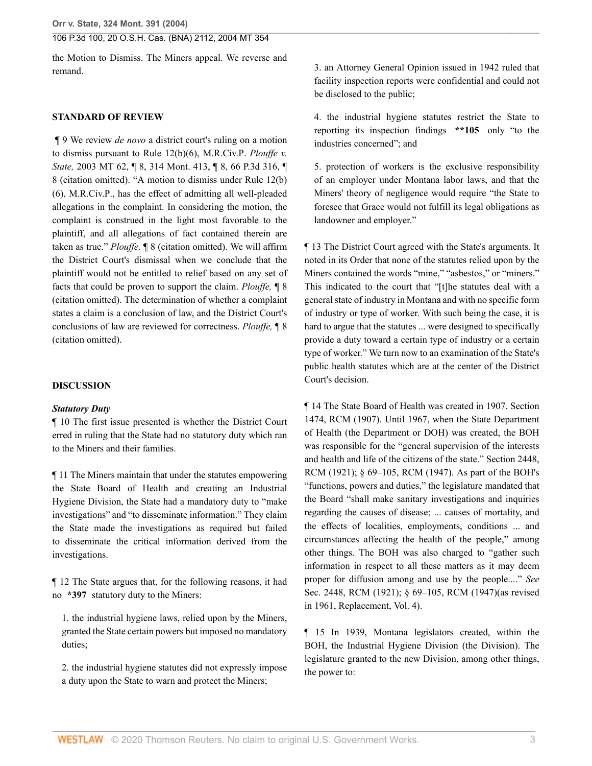the Motion to Dismiss. The Miners appeal. We reverse and remand.

### STANDARD OF REVIEW

¶ 9 We review *de novo* a district court's ruling on a motion to dismiss pursuant to Rule 12(b)(6), M.R.Civ.P. *Plouffe v. State,* 2003 MT 62, ¶ 8, 314 Mont. 413, ¶ 8, 66 P.3d 316, ¶ 8 (citation omitted). "A motion to dismiss under Rule 12(b)(6), M.R.Civ.P., has the effect of admitting all well-pleaded allegations in the complaint. In considering the motion, the complaint is construed in the light most favorable to the plaintiff, and all allegations of fact contained therein are taken as true." *Plouffe,* ¶ 8 (citation omitted). We will affirm the District Court's dismissal when we conclude that the plaintiff would not be entitled to relief based on any set of facts that could be proven to support the claim. *Plouffe,* ¶ 8 (citation omitted). The determination of whether a complaint states a claim is a conclusion of law, and the District Court's conclusions of law are reviewed for correctness. *Plouffe,* ¶ 8 (citation omitted).

### DISCUSSION

#### *Statutory Duty*

¶ 10 The first issue presented is whether the District Court erred in ruling that the State had no statutory duty which ran to the Miners and their families.

¶ 11 The Miners maintain that under the statutes empowering the State Board of Health and creating an Industrial Hygiene Division, the State had a mandatory duty to "make investigations" and "to disseminate information." They claim the State made the investigations as required but failed to disseminate the critical information derived from the investigations.

¶ 12 The State argues that, for the following reasons, it had no **\*397** statutory duty to the Miners:

1. the industrial hygiene laws, relied upon by the Miners, granted the State certain powers but imposed no mandatory duties;

2. the industrial hygiene statutes did not expressly impose a duty upon the State to warn and protect the Miners;

3. an Attorney General Opinion issued in 1942 ruled that facility inspection reports were confidential and could not be disclosed to the public;

4. the industrial hygiene statutes restrict the State to reporting its inspection findings **\*\*105** only "to the industries concerned"; and

5. protection of workers is the exclusive responsibility of an employer under Montana labor laws, and that the Miners' theory of negligence would require "the State to foresee that Grace would not fulfill its legal obligations as landowner and employer."

¶ 13 The District Court agreed with the State's arguments. It noted in its Order that none of the statutes relied upon by the Miners contained the words "mine," "asbestos," or "miners." This indicated to the court that "[t]he statutes deal with a general state of industry in Montana and with no specific form of industry or type of worker. With such being the case, it is hard to argue that the statutes ... were designed to specifically provide a duty toward a certain type of industry or a certain type of worker." We turn now to an examination of the State's public health statutes which are at the center of the District Court's decision.

¶ 14 The State Board of Health was created in 1907. Section 1474, RCM (1907). Until 1967, when the State Department of Health (the Department or DOH) was created, the BOH was responsible for the "general supervision of the interests and health and life of the citizens of the state." Section 2448, RCM (1921); § 69–105, RCM (1947). As part of the BOH's "functions, powers and duties," the legislature mandated that the Board "shall make sanitary investigations and inquiries regarding the causes of disease; ... causes of mortality, and the effects of localities, employments, conditions ... and circumstances affecting the health of the people," among other things. The BOH was also charged to "gather such information in respect to all these matters as it may deem proper for diffusion among and use by the people...." *See* Sec. 2448, RCM (1921); § 69–105, RCM (1947)(as revised in 1961, Replacement, Vol. 4).

¶ 15 In 1939, Montana legislators created, within the BOH, the Industrial Hygiene Division (the Division). The legislature granted to the new Division, among other things, the power to: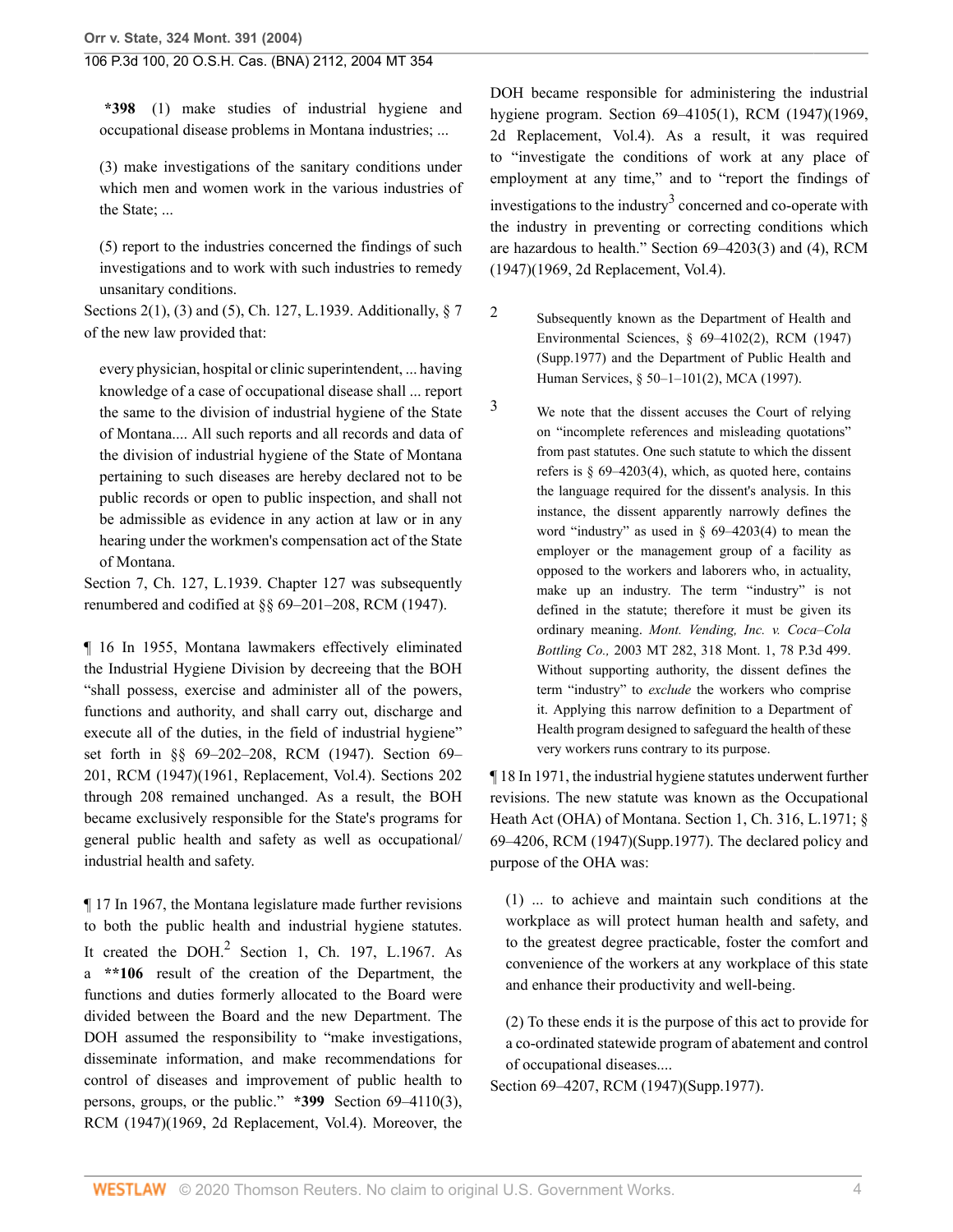**\*398** (1) make studies of industrial hygiene and occupational disease problems in Montana industries; ...

> (3) make investigations of the sanitary conditions under which men and women work in the various industries of the State; ...
>
> (5) report to the industries concerned the findings of such investigations and to work with such industries to remedy unsanitary conditions.

Sections 2(1), (3) and (5), Ch. 127, L.1939. Additionally, § 7 of the new law provided that:

> every physician, hospital or clinic superintendent, ... having knowledge of a case of occupational disease shall ... report the same to the division of industrial hygiene of the State of Montana.... All such reports and all records and data of the division of industrial hygiene of the State of Montana pertaining to such diseases are hereby declared not to be public records or open to public inspection, and shall not be admissible as evidence in any action at law or in any hearing under the workmen's compensation act of the State of Montana.

Section 7, Ch. 127, L.1939. Chapter 127 was subsequently renumbered and codified at §§ 69–201–208, RCM (1947).

¶ 16 In 1955, Montana lawmakers effectively eliminated the Industrial Hygiene Division by decreeing that the BOH "shall possess, exercise and administer all of the powers, functions and authority, and shall carry out, discharge and execute all of the duties, in the field of industrial hygiene" set forth in §§ 69–202–208, RCM (1947). Section 69–201, RCM (1947)(1961, Replacement, Vol.4). Sections 202 through 208 remained unchanged. As a result, the BOH became exclusively responsible for the State's programs for general public health and safety as well as occupational/industrial health and safety.

¶ 17 In 1967, the Montana legislature made further revisions to both the public health and industrial hygiene statutes. It created the DOH.[2] Section 1, Ch. 197, L.1967. As a **\*\*106** result of the creation of the Department, the functions and duties formerly allocated to the Board were divided between the Board and the new Department. The DOH assumed the responsibility to "make investigations, disseminate information, and make recommendations for control of diseases and improvement of public health to persons, groups, or the public." **\*399** Section 69–4110(3), RCM (1947)(1969, 2d Replacement, Vol.4). Moreover, the DOH became responsible for administering the industrial hygiene program. Section 69–4105(1), RCM (1947)(1969, 2d Replacement, Vol.4). As a result, it was required to "investigate the conditions of work at any place of employment at any time," and to "report the findings of investigations to the industry[3] concerned and co-operate with the industry in preventing or correcting conditions which are hazardous to health." Section 69–4203(3) and (4), RCM (1947)(1969, 2d Replacement, Vol.4).

2. Subsequently known as the Department of Health and Environmental Sciences, § 69–4102(2), RCM (1947) (Supp.1977) and the Department of Public Health and Human Services, § 50–1–101(2), MCA (1997).

3. We note that the dissent accuses the Court of relying on "incomplete references and misleading quotations" from past statutes. One such statute to which the dissent refers is § 69–4203(4), which, as quoted here, contains the language required for the dissent's analysis. In this instance, the dissent apparently narrowly defines the word "industry" as used in § 69–4203(4) to mean the employer or the management group of a facility as opposed to the workers and laborers who, in actuality, make up an industry. The term "industry" is not defined in the statute; therefore it must be given its ordinary meaning. *Mont. Vending, Inc. v. Coca–Cola Bottling Co.,* 2003 MT 282, 318 Mont. 1, 78 P.3d 499. Without supporting authority, the dissent defines the term "industry" to *exclude* the workers who comprise it. Applying this narrow definition to a Department of Health program designed to safeguard the health of these very workers runs contrary to its purpose.

¶ 18 In 1971, the industrial hygiene statutes underwent further revisions. The new statute was known as the Occupational Heath Act (OHA) of Montana. Section 1, Ch. 316, L.1971; § 69–4206, RCM (1947)(Supp.1977). The declared policy and purpose of the OHA was:

> (1) ... to achieve and maintain such conditions at the workplace as will protect human health and safety, and to the greatest degree practicable, foster the comfort and convenience of the workers at any workplace of this state and enhance their productivity and well-being.
>
> (2) To these ends it is the purpose of this act to provide for a co-ordinated statewide program of abatement and control of occupational diseases....

Section 69–4207, RCM (1947)(Supp.1977).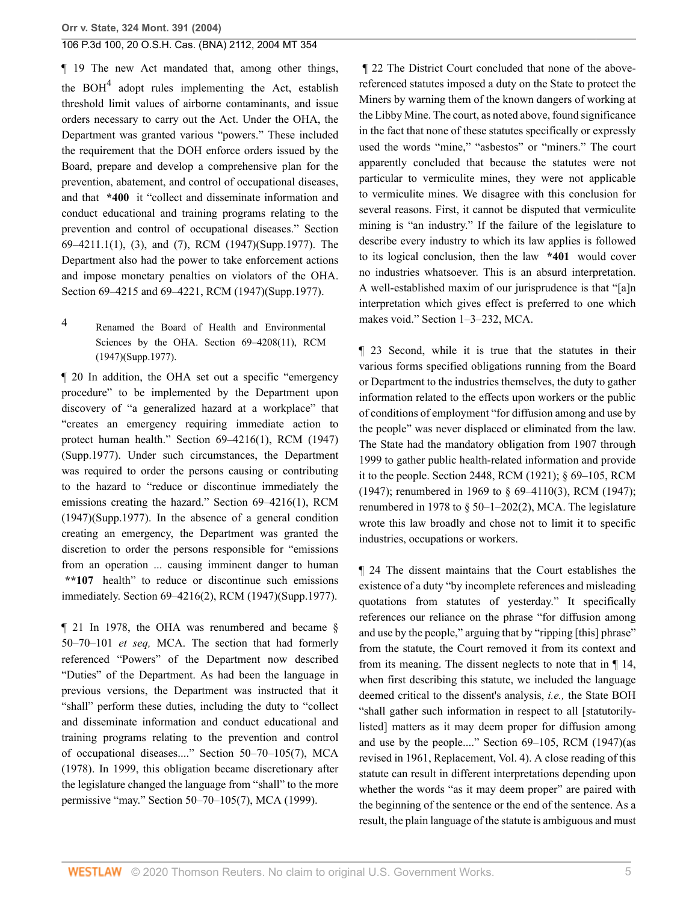¶ 19 The new Act mandated that, among other things, the BOH[4] adopt rules implementing the Act, establish threshold limit values of airborne contaminants, and issue orders necessary to carry out the Act. Under the OHA, the Department was granted various "powers." These included the requirement that the DOH enforce orders issued by the Board, prepare and develop a comprehensive plan for the prevention, abatement, and control of occupational diseases, and that **\*400** it "collect and disseminate information and conduct educational and training programs relating to the prevention and control of occupational diseases." Section 69–4211.1(1), (3), and (7), RCM (1947)(Supp.1977). The Department also had the power to take enforcement actions and impose monetary penalties on violators of the OHA. Section 69–4215 and 69–4221, RCM (1947)(Supp.1977).

4 Renamed the Board of Health and Environmental Sciences by the OHA. Section 69–4208(11), RCM (1947)(Supp.1977).

¶ 20 In addition, the OHA set out a specific "emergency procedure" to be implemented by the Department upon discovery of "a generalized hazard at a workplace" that "creates an emergency requiring immediate action to protect human health." Section 69–4216(1), RCM (1947)(Supp.1977). Under such circumstances, the Department was required to order the persons causing or contributing to the hazard to "reduce or discontinue immediately the emissions creating the hazard." Section 69–4216(1), RCM (1947)(Supp.1977). In the absence of a general condition creating an emergency, the Department was granted the discretion to order the persons responsible for "emissions from an operation ... causing imminent danger to human **\*\*107** health" to reduce or discontinue such emissions immediately. Section 69–4216(2), RCM (1947)(Supp.1977).

¶ 21 In 1978, the OHA was renumbered and became § 50–70–101 *et seq,* MCA. The section that had formerly referenced "Powers" of the Department now described "Duties" of the Department. As had been the language in previous versions, the Department was instructed that it "shall" perform these duties, including the duty to "collect and disseminate information and conduct educational and training programs relating to the prevention and control of occupational diseases...." Section 50–70–105(7), MCA (1978). In 1999, this obligation became discretionary after the legislature changed the language from "shall" to the more permissive "may." Section 50–70–105(7), MCA (1999).

¶ 22 The District Court concluded that none of the above-referenced statutes imposed a duty on the State to protect the Miners by warning them of the known dangers of working at the Libby Mine. The court, as noted above, found significance in the fact that none of these statutes specifically or expressly used the words "mine," "asbestos" or "miners." The court apparently concluded that because the statutes were not particular to vermiculite mines, they were not applicable to vermiculite mines. We disagree with this conclusion for several reasons. First, it cannot be disputed that vermiculite mining is "an industry." If the failure of the legislature to describe every industry to which its law applies is followed to its logical conclusion, then the law **\*401** would cover no industries whatsoever. This is an absurd interpretation. A well-established maxim of our jurisprudence is that "[a]n interpretation which gives effect is preferred to one which makes void." Section 1–3–232, MCA.

¶ 23 Second, while it is true that the statutes in their various forms specified obligations running from the Board or Department to the industries themselves, the duty to gather information related to the effects upon workers or the public of conditions of employment "for diffusion among and use by the people" was never displaced or eliminated from the law. The State had the mandatory obligation from 1907 through 1999 to gather public health-related information and provide it to the people. Section 2448, RCM (1921); § 69–105, RCM (1947); renumbered in 1969 to § 69–4110(3), RCM (1947); renumbered in 1978 to § 50–1–202(2), MCA. The legislature wrote this law broadly and chose not to limit it to specific industries, occupations or workers.

¶ 24 The dissent maintains that the Court establishes the existence of a duty "by incomplete references and misleading quotations from statutes of yesterday." It specifically references our reliance on the phrase "for diffusion among and use by the people," arguing that by "ripping [this] phrase" from the statute, the Court removed it from its context and from its meaning. The dissent neglects to note that in ¶ 14, when first describing this statute, we included the language deemed critical to the dissent's analysis, *i.e.,* the State BOH "shall gather such information in respect to all [statutorily-listed] matters as it may deem proper for diffusion among and use by the people...." Section 69–105, RCM (1947)(as revised in 1961, Replacement, Vol. 4). A close reading of this statute can result in different interpretations depending upon whether the words "as it may deem proper" are paired with the beginning of the sentence or the end of the sentence. As a result, the plain language of the statute is ambiguous and must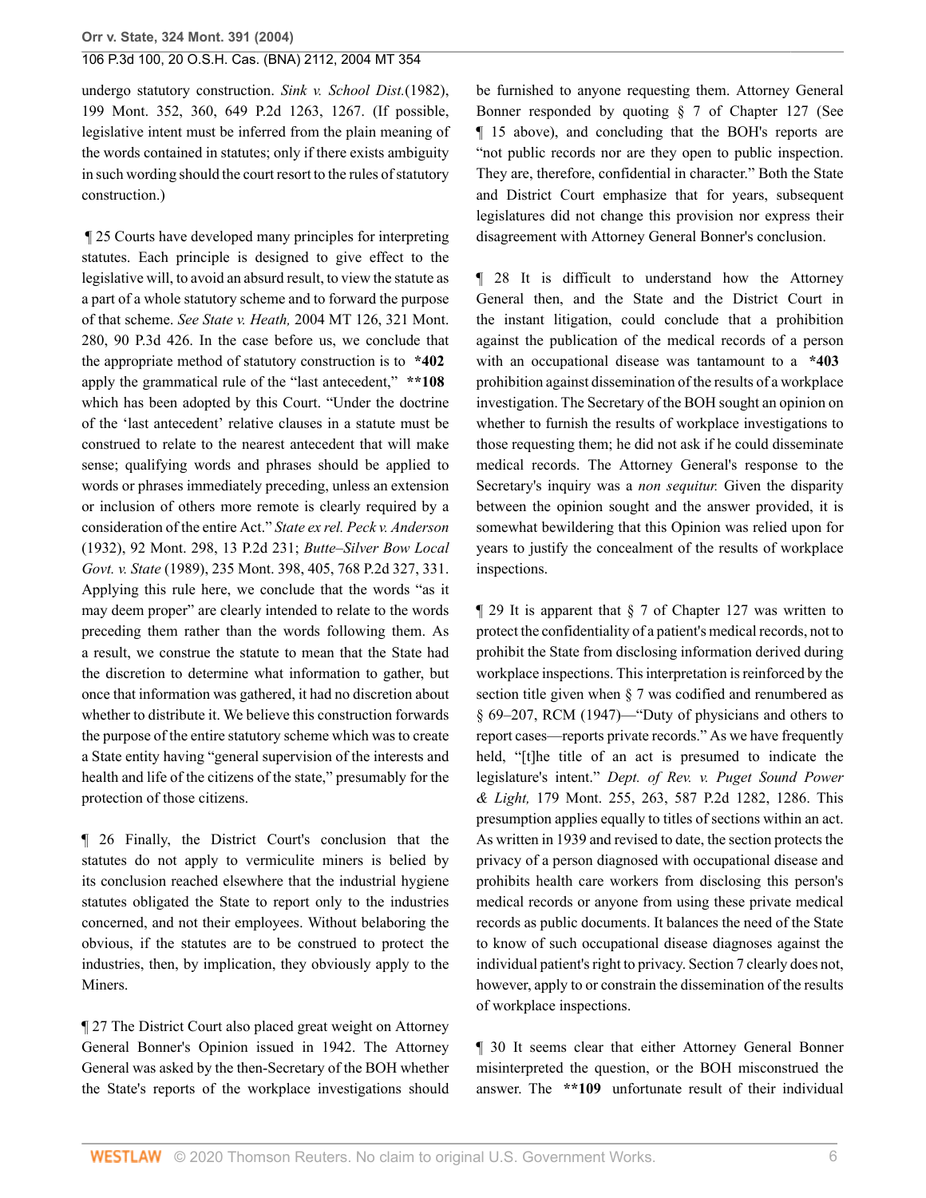undergo statutory construction. *Sink v. School Dist.*(1982), 199 Mont. 352, 360, 649 P.2d 1263, 1267. (If possible, legislative intent must be inferred from the plain meaning of the words contained in statutes; only if there exists ambiguity in such wording should the court resort to the rules of statutory construction.)

¶ 25 Courts have developed many principles for interpreting statutes. Each principle is designed to give effect to the legislative will, to avoid an absurd result, to view the statute as a part of a whole statutory scheme and to forward the purpose of that scheme. *See State v. Heath,* 2004 MT 126, 321 Mont. 280, 90 P.3d 426. In the case before us, we conclude that the appropriate method of statutory construction is to **\*402** apply the grammatical rule of the "last antecedent," **\*\*108** which has been adopted by this Court. "Under the doctrine of the 'last antecedent' relative clauses in a statute must be construed to relate to the nearest antecedent that will make sense; qualifying words and phrases should be applied to words or phrases immediately preceding, unless an extension or inclusion of others more remote is clearly required by a consideration of the entire Act." *State ex rel. Peck v. Anderson* (1932), 92 Mont. 298, 13 P.2d 231; *Butte–Silver Bow Local Govt. v. State* (1989), 235 Mont. 398, 405, 768 P.2d 327, 331. Applying this rule here, we conclude that the words "as it may deem proper" are clearly intended to relate to the words preceding them rather than the words following them. As a result, we construe the statute to mean that the State had the discretion to determine what information to gather, but once that information was gathered, it had no discretion about whether to distribute it. We believe this construction forwards the purpose of the entire statutory scheme which was to create a State entity having "general supervision of the interests and health and life of the citizens of the state," presumably for the protection of those citizens.

¶ 26 Finally, the District Court's conclusion that the statutes do not apply to vermiculite miners is belied by its conclusion reached elsewhere that the industrial hygiene statutes obligated the State to report only to the industries concerned, and not their employees. Without belaboring the obvious, if the statutes are to be construed to protect the industries, then, by implication, they obviously apply to the Miners.

¶ 27 The District Court also placed great weight on Attorney General Bonner's Opinion issued in 1942. The Attorney General was asked by the then-Secretary of the BOH whether the State's reports of the workplace investigations should be furnished to anyone requesting them. Attorney General Bonner responded by quoting § 7 of Chapter 127 (See ¶ 15 above), and concluding that the BOH's reports are "not public records nor are they open to public inspection. They are, therefore, confidential in character." Both the State and District Court emphasize that for years, subsequent legislatures did not change this provision nor express their disagreement with Attorney General Bonner's conclusion.

¶ 28 It is difficult to understand how the Attorney General then, and the State and the District Court in the instant litigation, could conclude that a prohibition against the publication of the medical records of a person with an occupational disease was tantamount to a **\*403** prohibition against dissemination of the results of a workplace investigation. The Secretary of the BOH sought an opinion on whether to furnish the results of workplace investigations to those requesting them; he did not ask if he could disseminate medical records. The Attorney General's response to the Secretary's inquiry was a *non sequitur.* Given the disparity between the opinion sought and the answer provided, it is somewhat bewildering that this Opinion was relied upon for years to justify the concealment of the results of workplace inspections.

¶ 29 It is apparent that § 7 of Chapter 127 was written to protect the confidentiality of a patient's medical records, not to prohibit the State from disclosing information derived during workplace inspections. This interpretation is reinforced by the section title given when § 7 was codified and renumbered as § 69–207, RCM (1947)—"Duty of physicians and others to report cases—reports private records." As we have frequently held, "[t]he title of an act is presumed to indicate the legislature's intent." *Dept. of Rev. v. Puget Sound Power & Light,* 179 Mont. 255, 263, 587 P.2d 1282, 1286. This presumption applies equally to titles of sections within an act. As written in 1939 and revised to date, the section protects the privacy of a person diagnosed with occupational disease and prohibits health care workers from disclosing this person's medical records or anyone from using these private medical records as public documents. It balances the need of the State to know of such occupational disease diagnoses against the individual patient's right to privacy. Section 7 clearly does not, however, apply to or constrain the dissemination of the results of workplace inspections.

¶ 30 It seems clear that either Attorney General Bonner misinterpreted the question, or the BOH misconstrued the answer. The **\*\*109** unfortunate result of their individual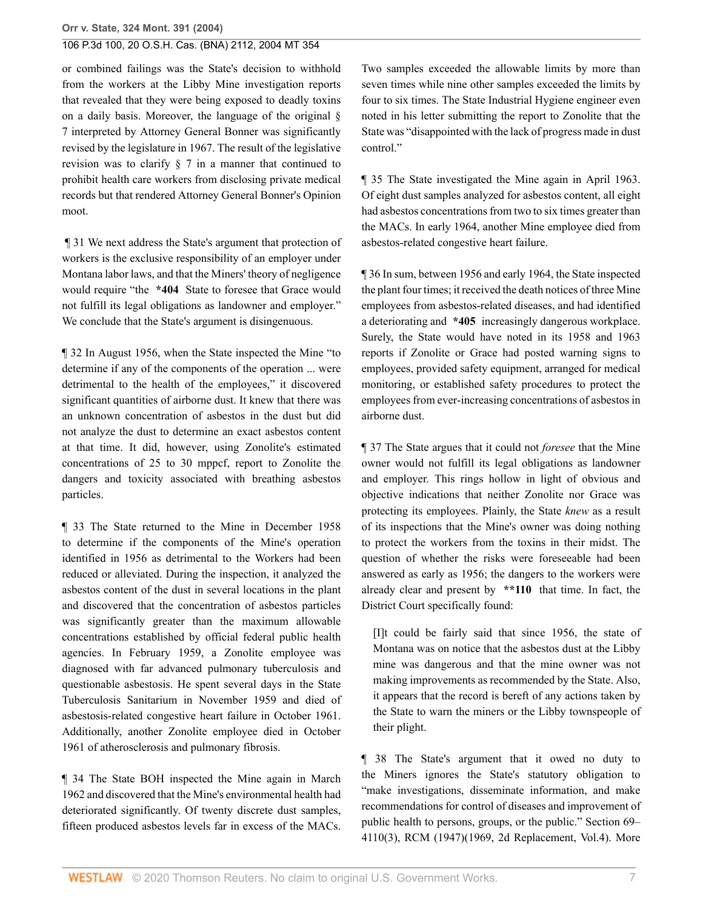or combined failings was the State's decision to withhold from the workers at the Libby Mine investigation reports that revealed that they were being exposed to deadly toxins on a daily basis. Moreover, the language of the original § 7 interpreted by Attorney General Bonner was significantly revised by the legislature in 1967. The result of the legislative revision was to clarify § 7 in a manner that continued to prohibit health care workers from disclosing private medical records but that rendered Attorney General Bonner's Opinion moot.

¶ 31 We next address the State's argument that protection of workers is the exclusive responsibility of an employer under Montana labor laws, and that the Miners' theory of negligence would require "the **\*404** State to foresee that Grace would not fulfill its legal obligations as landowner and employer." We conclude that the State's argument is disingenuous.

¶ 32 In August 1956, when the State inspected the Mine "to determine if any of the components of the operation ... were detrimental to the health of the employees," it discovered significant quantities of airborne dust. It knew that there was an unknown concentration of asbestos in the dust but did not analyze the dust to determine an exact asbestos content at that time. It did, however, using Zonolite's estimated concentrations of 25 to 30 mppcf, report to Zonolite the dangers and toxicity associated with breathing asbestos particles.

¶ 33 The State returned to the Mine in December 1958 to determine if the components of the Mine's operation identified in 1956 as detrimental to the Workers had been reduced or alleviated. During the inspection, it analyzed the asbestos content of the dust in several locations in the plant and discovered that the concentration of asbestos particles was significantly greater than the maximum allowable concentrations established by official federal public health agencies. In February 1959, a Zonolite employee was diagnosed with far advanced pulmonary tuberculosis and questionable asbestosis. He spent several days in the State Tuberculosis Sanitarium in November 1959 and died of asbestosis-related congestive heart failure in October 1961. Additionally, another Zonolite employee died in October 1961 of atherosclerosis and pulmonary fibrosis.

¶ 34 The State BOH inspected the Mine again in March 1962 and discovered that the Mine's environmental health had deteriorated significantly. Of twenty discrete dust samples, fifteen produced asbestos levels far in excess of the MACs. Two samples exceeded the allowable limits by more than seven times while nine other samples exceeded the limits by four to six times. The State Industrial Hygiene engineer even noted in his letter submitting the report to Zonolite that the State was "disappointed with the lack of progress made in dust control."

¶ 35 The State investigated the Mine again in April 1963. Of eight dust samples analyzed for asbestos content, all eight had asbestos concentrations from two to six times greater than the MACs. In early 1964, another Mine employee died from asbestos-related congestive heart failure.

¶ 36 In sum, between 1956 and early 1964, the State inspected the plant four times; it received the death notices of three Mine employees from asbestos-related diseases, and had identified a deteriorating and **\*405** increasingly dangerous workplace. Surely, the State would have noted in its 1958 and 1963 reports if Zonolite or Grace had posted warning signs to employees, provided safety equipment, arranged for medical monitoring, or established safety procedures to protect the employees from ever-increasing concentrations of asbestos in airborne dust.

¶ 37 The State argues that it could not *foresee* that the Mine owner would not fulfill its legal obligations as landowner and employer. This rings hollow in light of obvious and objective indications that neither Zonolite nor Grace was protecting its employees. Plainly, the State *knew* as a result of its inspections that the Mine's owner was doing nothing to protect the workers from the toxins in their midst. The question of whether the risks were foreseeable had been answered as early as 1956; the dangers to the workers were already clear and present by **\*\*110** that time. In fact, the District Court specifically found:

> [I]t could be fairly said that since 1956, the state of Montana was on notice that the asbestos dust at the Libby mine was dangerous and that the mine owner was not making improvements as recommended by the State. Also, it appears that the record is bereft of any actions taken by the State to warn the miners or the Libby townspeople of their plight.

¶ 38 The State's argument that it owed no duty to the Miners ignores the State's statutory obligation to "make investigations, disseminate information, and make recommendations for control of diseases and improvement of public health to persons, groups, or the public." Section 69–4110(3), RCM (1947)(1969, 2d Replacement, Vol.4). More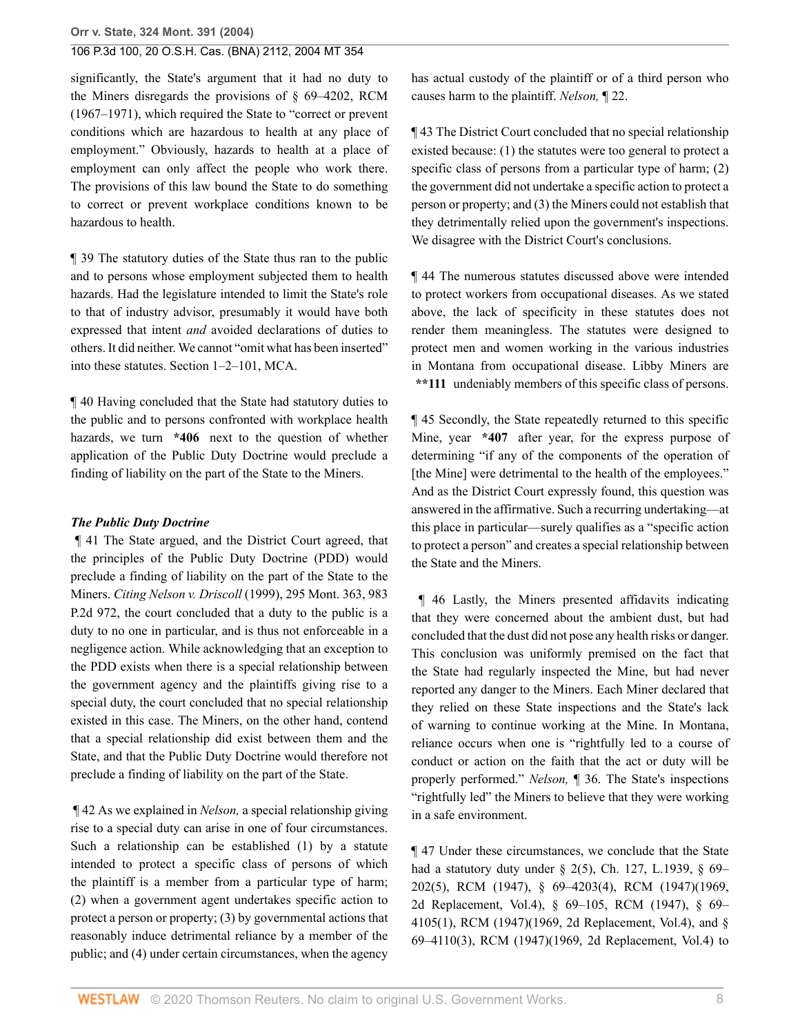significantly, the State's argument that it had no duty to the Miners disregards the provisions of § 69–4202, RCM (1967–1971), which required the State to "correct or prevent conditions which are hazardous to health at any place of employment." Obviously, hazards to health at a place of employment can only affect the people who work there. The provisions of this law bound the State to do something to correct or prevent workplace conditions known to be hazardous to health.

¶ 39 The statutory duties of the State thus ran to the public and to persons whose employment subjected them to health hazards. Had the legislature intended to limit the State's role to that of industry advisor, presumably it would have both expressed that intent *and* avoided declarations of duties to others. It did neither. We cannot "omit what has been inserted" into these statutes. Section 1–2–101, MCA.

¶ 40 Having concluded that the State had statutory duties to the public and to persons confronted with workplace health hazards, we turn **\*406** next to the question of whether application of the Public Duty Doctrine would preclude a finding of liability on the part of the State to the Miners.

***The Public Duty Doctrine***

¶ 41 The State argued, and the District Court agreed, that the principles of the Public Duty Doctrine (PDD) would preclude a finding of liability on the part of the State to the Miners. *Citing Nelson v. Driscoll* (1999), 295 Mont. 363, 983 P.2d 972, the court concluded that a duty to the public is a duty to no one in particular, and is thus not enforceable in a negligence action. While acknowledging that an exception to the PDD exists when there is a special relationship between the government agency and the plaintiffs giving rise to a special duty, the court concluded that no special relationship existed in this case. The Miners, on the other hand, contend that a special relationship did exist between them and the State, and that the Public Duty Doctrine would therefore not preclude a finding of liability on the part of the State.

¶ 42 As we explained in *Nelson,* a special relationship giving rise to a special duty can arise in one of four circumstances. Such a relationship can be established (1) by a statute intended to protect a specific class of persons of which the plaintiff is a member from a particular type of harm; (2) when a government agent undertakes specific action to protect a person or property; (3) by governmental actions that reasonably induce detrimental reliance by a member of the public; and (4) under certain circumstances, when the agency has actual custody of the plaintiff or of a third person who causes harm to the plaintiff. *Nelson,* ¶ 22.

¶ 43 The District Court concluded that no special relationship existed because: (1) the statutes were too general to protect a specific class of persons from a particular type of harm; (2) the government did not undertake a specific action to protect a person or property; and (3) the Miners could not establish that they detrimentally relied upon the government's inspections. We disagree with the District Court's conclusions.

¶ 44 The numerous statutes discussed above were intended to protect workers from occupational diseases. As we stated above, the lack of specificity in these statutes does not render them meaningless. The statutes were designed to protect men and women working in the various industries in Montana from occupational disease. Libby Miners are **\*\*111** undeniably members of this specific class of persons.

¶ 45 Secondly, the State repeatedly returned to this specific Mine, year **\*407** after year, for the express purpose of determining "if any of the components of the operation of [the Mine] were detrimental to the health of the employees." And as the District Court expressly found, this question was answered in the affirmative. Such a recurring undertaking—at this place in particular—surely qualifies as a "specific action to protect a person" and creates a special relationship between the State and the Miners.

¶ 46 Lastly, the Miners presented affidavits indicating that they were concerned about the ambient dust, but had concluded that the dust did not pose any health risks or danger. This conclusion was uniformly premised on the fact that the State had regularly inspected the Mine, but had never reported any danger to the Miners. Each Miner declared that they relied on these State inspections and the State's lack of warning to continue working at the Mine. In Montana, reliance occurs when one is "rightfully led to a course of conduct or action on the faith that the act or duty will be properly performed." *Nelson,* ¶ 36. The State's inspections "rightfully led" the Miners to believe that they were working in a safe environment.

¶ 47 Under these circumstances, we conclude that the State had a statutory duty under § 2(5), Ch. 127, L.1939, § 69–202(5), RCM (1947), § 69–4203(4), RCM (1947)(1969, 2d Replacement, Vol.4), § 69–105, RCM (1947), § 69–4105(1), RCM (1947)(1969, 2d Replacement, Vol.4), and § 69–4110(3), RCM (1947)(1969, 2d Replacement, Vol.4) to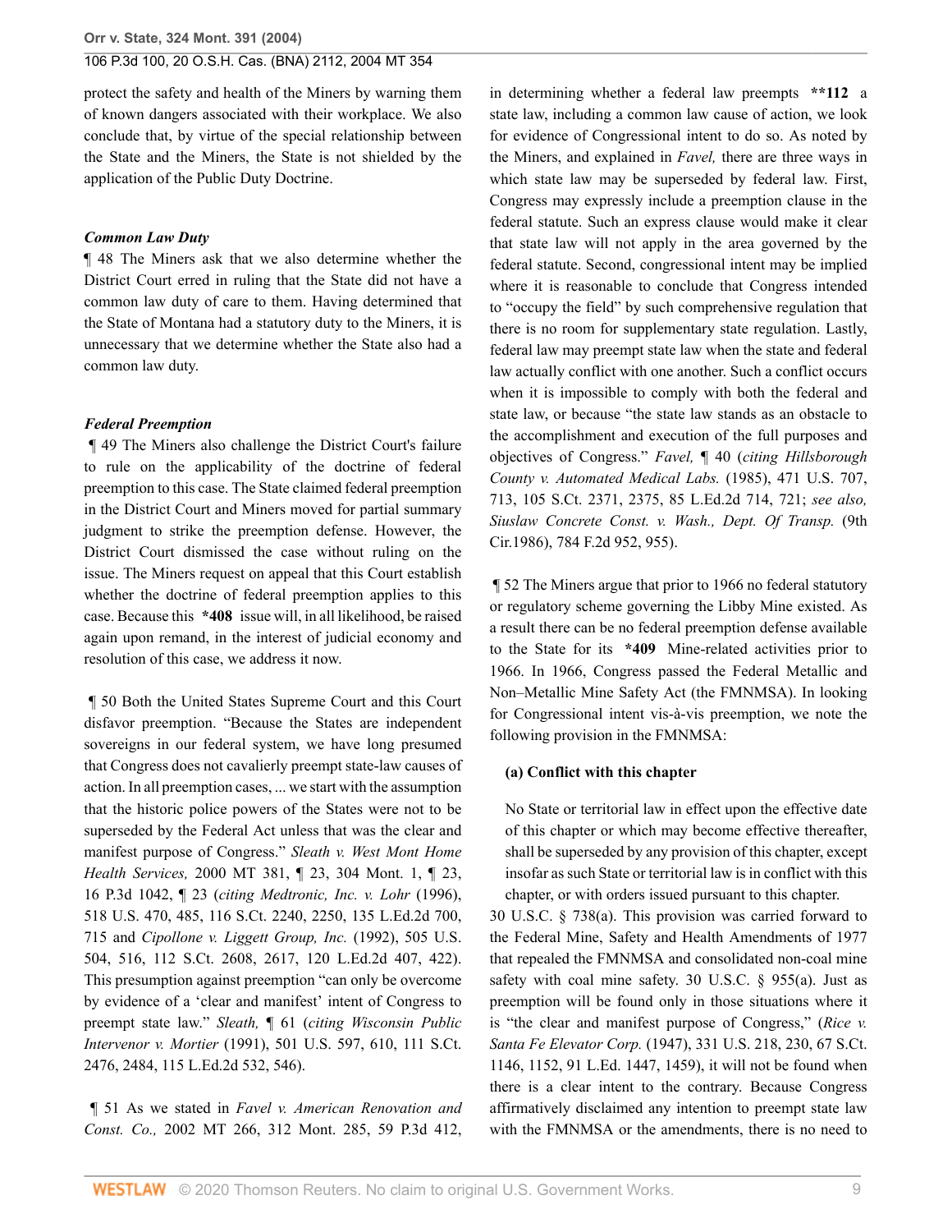protect the safety and health of the Miners by warning them of known dangers associated with their workplace. We also conclude that, by virtue of the special relationship between the State and the Miners, the State is not shielded by the application of the Public Duty Doctrine.

### *Common Law Duty*

¶ 48 The Miners ask that we also determine whether the District Court erred in ruling that the State did not have a common law duty of care to them. Having determined that the State of Montana had a statutory duty to the Miners, it is unnecessary that we determine whether the State also had a common law duty.

### *Federal Preemption*

¶ 49 The Miners also challenge the District Court's failure to rule on the applicability of the doctrine of federal preemption to this case. The State claimed federal preemption in the District Court and Miners moved for partial summary judgment to strike the preemption defense. However, the District Court dismissed the case without ruling on the issue. The Miners request on appeal that this Court establish whether the doctrine of federal preemption applies to this case. Because this **\*408** issue will, in all likelihood, be raised again upon remand, in the interest of judicial economy and resolution of this case, we address it now.

¶ 50 Both the United States Supreme Court and this Court disfavor preemption. "Because the States are independent sovereigns in our federal system, we have long presumed that Congress does not cavalierly preempt state-law causes of action. In all preemption cases, ... we start with the assumption that the historic police powers of the States were not to be superseded by the Federal Act unless that was the clear and manifest purpose of Congress." *Sleath v. West Mont Home Health Services,* 2000 MT 381, ¶ 23, 304 Mont. 1, ¶ 23, 16 P.3d 1042, ¶ 23 (*citing Medtronic, Inc. v. Lohr* (1996), 518 U.S. 470, 485, 116 S.Ct. 2240, 2250, 135 L.Ed.2d 700, 715 and *Cipollone v. Liggett Group, Inc.* (1992), 505 U.S. 504, 516, 112 S.Ct. 2608, 2617, 120 L.Ed.2d 407, 422). This presumption against preemption "can only be overcome by evidence of a 'clear and manifest' intent of Congress to preempt state law." *Sleath,* ¶ 61 (*citing Wisconsin Public Intervenor v. Mortier* (1991), 501 U.S. 597, 610, 111 S.Ct. 2476, 2484, 115 L.Ed.2d 532, 546).

¶ 51 As we stated in *Favel v. American Renovation and Const. Co.,* 2002 MT 266, 312 Mont. 285, 59 P.3d 412, in determining whether a federal law preempts **\*\*112** a state law, including a common law cause of action, we look for evidence of Congressional intent to do so. As noted by the Miners, and explained in *Favel,* there are three ways in which state law may be superseded by federal law. First, Congress may expressly include a preemption clause in the federal statute. Such an express clause would make it clear that state law will not apply in the area governed by the federal statute. Second, congressional intent may be implied where it is reasonable to conclude that Congress intended to "occupy the field" by such comprehensive regulation that there is no room for supplementary state regulation. Lastly, federal law may preempt state law when the state and federal law actually conflict with one another. Such a conflict occurs when it is impossible to comply with both the federal and state law, or because "the state law stands as an obstacle to the accomplishment and execution of the full purposes and objectives of Congress." *Favel,* ¶ 40 (*citing Hillsborough County v. Automated Medical Labs.* (1985), 471 U.S. 707, 713, 105 S.Ct. 2371, 2375, 85 L.Ed.2d 714, 721; *see also, Siuslaw Concrete Const. v. Wash., Dept. Of Transp.* (9th Cir.1986), 784 F.2d 952, 955).

¶ 52 The Miners argue that prior to 1966 no federal statutory or regulatory scheme governing the Libby Mine existed. As a result there can be no federal preemption defense available to the State for its **\*409** Mine-related activities prior to 1966. In 1966, Congress passed the Federal Metallic and Non–Metallic Mine Safety Act (the FMNMSA). In looking for Congressional intent vis-à-vis preemption, we note the following provision in the FMNMSA:

> **(a) Conflict with this chapter**
>
> No State or territorial law in effect upon the effective date of this chapter or which may become effective thereafter, shall be superseded by any provision of this chapter, except insofar as such State or territorial law is in conflict with this chapter, or with orders issued pursuant to this chapter.

30 U.S.C. § 738(a). This provision was carried forward to the Federal Mine, Safety and Health Amendments of 1977 that repealed the FMNMSA and consolidated non-coal mine safety with coal mine safety. 30 U.S.C. § 955(a). Just as preemption will be found only in those situations where it is "the clear and manifest purpose of Congress," (*Rice v. Santa Fe Elevator Corp.* (1947), 331 U.S. 218, 230, 67 S.Ct. 1146, 1152, 91 L.Ed. 1447, 1459), it will not be found when there is a clear intent to the contrary. Because Congress affirmatively disclaimed any intention to preempt state law with the FMNMSA or the amendments, there is no need to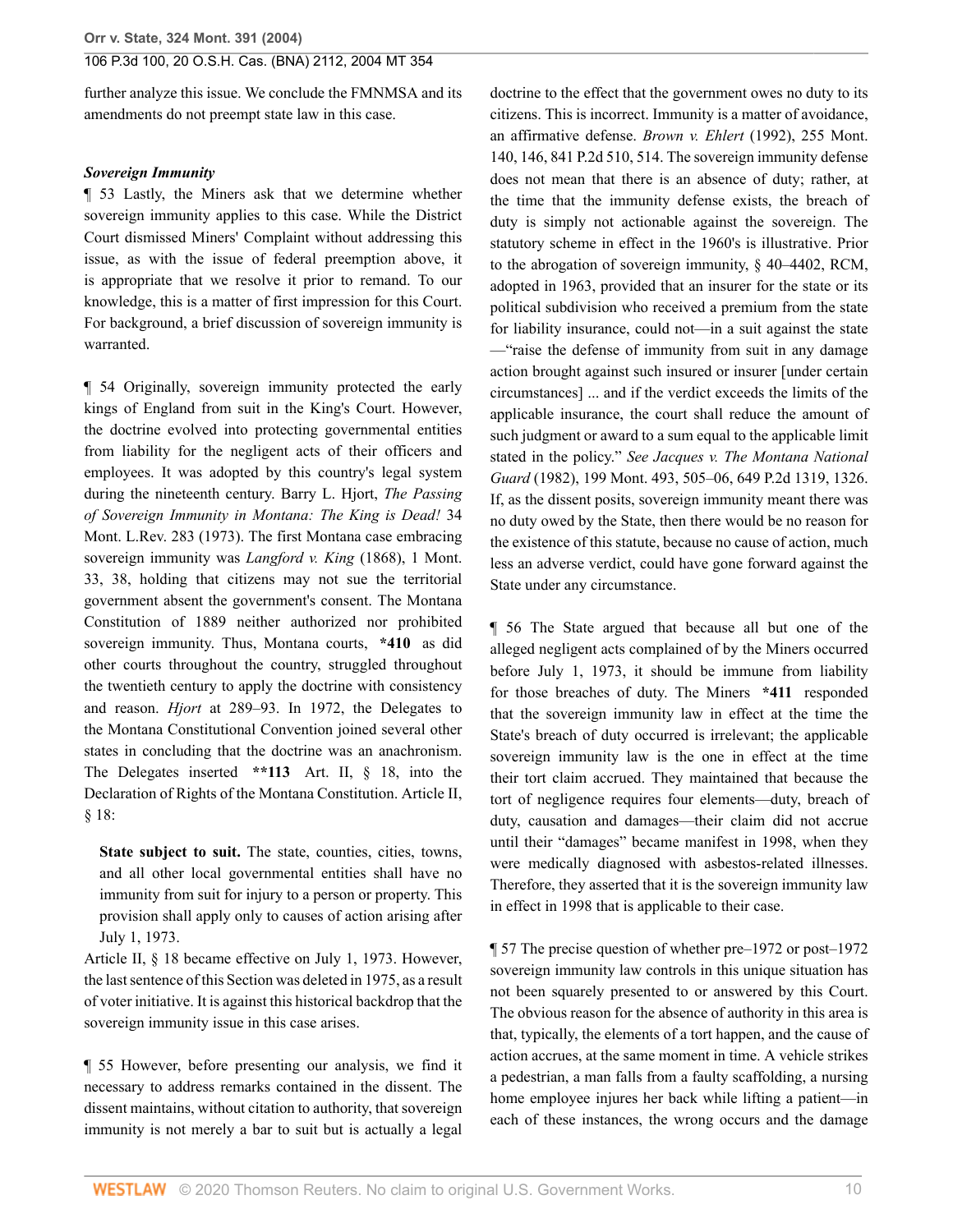further analyze this issue. We conclude the FMNMSA and its amendments do not preempt state law in this case.

### *Sovereign Immunity*

¶ 53 Lastly, the Miners ask that we determine whether sovereign immunity applies to this case. While the District Court dismissed Miners' Complaint without addressing this issue, as with the issue of federal preemption above, it is appropriate that we resolve it prior to remand. To our knowledge, this is a matter of first impression for this Court. For background, a brief discussion of sovereign immunity is warranted.

¶ 54 Originally, sovereign immunity protected the early kings of England from suit in the King's Court. However, the doctrine evolved into protecting governmental entities from liability for the negligent acts of their officers and employees. It was adopted by this country's legal system during the nineteenth century. Barry L. Hjort, *The Passing of Sovereign Immunity in Montana: The King is Dead!* 34 Mont. L.Rev. 283 (1973). The first Montana case embracing sovereign immunity was *Langford v. King* (1868), 1 Mont. 33, 38, holding that citizens may not sue the territorial government absent the government's consent. The Montana Constitution of 1889 neither authorized nor prohibited sovereign immunity. Thus, Montana courts, **\*410** as did other courts throughout the country, struggled throughout the twentieth century to apply the doctrine with consistency and reason. *Hjort* at 289–93. In 1972, the Delegates to the Montana Constitutional Convention joined several other states in concluding that the doctrine was an anachronism. The Delegates inserted **\*\*113** Art. II, § 18, into the Declaration of Rights of the Montana Constitution. Article II, § 18:

> **State subject to suit.** The state, counties, cities, towns, and all other local governmental entities shall have no immunity from suit for injury to a person or property. This provision shall apply only to causes of action arising after July 1, 1973.

Article II, § 18 became effective on July 1, 1973. However, the last sentence of this Section was deleted in 1975, as a result of voter initiative. It is against this historical backdrop that the sovereign immunity issue in this case arises.

¶ 55 However, before presenting our analysis, we find it necessary to address remarks contained in the dissent. The dissent maintains, without citation to authority, that sovereign immunity is not merely a bar to suit but is actually a legal doctrine to the effect that the government owes no duty to its citizens. This is incorrect. Immunity is a matter of avoidance, an affirmative defense. *Brown v. Ehlert* (1992), 255 Mont. 140, 146, 841 P.2d 510, 514. The sovereign immunity defense does not mean that there is an absence of duty; rather, at the time that the immunity defense exists, the breach of duty is simply not actionable against the sovereign. The statutory scheme in effect in the 1960's is illustrative. Prior to the abrogation of sovereign immunity, § 40–4402, RCM, adopted in 1963, provided that an insurer for the state or its political subdivision who received a premium from the state for liability insurance, could not—in a suit against the state—"raise the defense of immunity from suit in any damage action brought against such insured or insurer [under certain circumstances] ... and if the verdict exceeds the limits of the applicable insurance, the court shall reduce the amount of such judgment or award to a sum equal to the applicable limit stated in the policy." *See Jacques v. The Montana National Guard* (1982), 199 Mont. 493, 505–06, 649 P.2d 1319, 1326. If, as the dissent posits, sovereign immunity meant there was no duty owed by the State, then there would be no reason for the existence of this statute, because no cause of action, much less an adverse verdict, could have gone forward against the State under any circumstance.

¶ 56 The State argued that because all but one of the alleged negligent acts complained of by the Miners occurred before July 1, 1973, it should be immune from liability for those breaches of duty. The Miners **\*411** responded that the sovereign immunity law in effect at the time the State's breach of duty occurred is irrelevant; the applicable sovereign immunity law is the one in effect at the time their tort claim accrued. They maintained that because the tort of negligence requires four elements—duty, breach of duty, causation and damages—their claim did not accrue until their "damages" became manifest in 1998, when they were medically diagnosed with asbestos-related illnesses. Therefore, they asserted that it is the sovereign immunity law in effect in 1998 that is applicable to their case.

¶ 57 The precise question of whether pre–1972 or post–1972 sovereign immunity law controls in this unique situation has not been squarely presented to or answered by this Court. The obvious reason for the absence of authority in this area is that, typically, the elements of a tort happen, and the cause of action accrues, at the same moment in time. A vehicle strikes a pedestrian, a man falls from a faulty scaffolding, a nursing home employee injures her back while lifting a patient—in each of these instances, the wrong occurs and the damage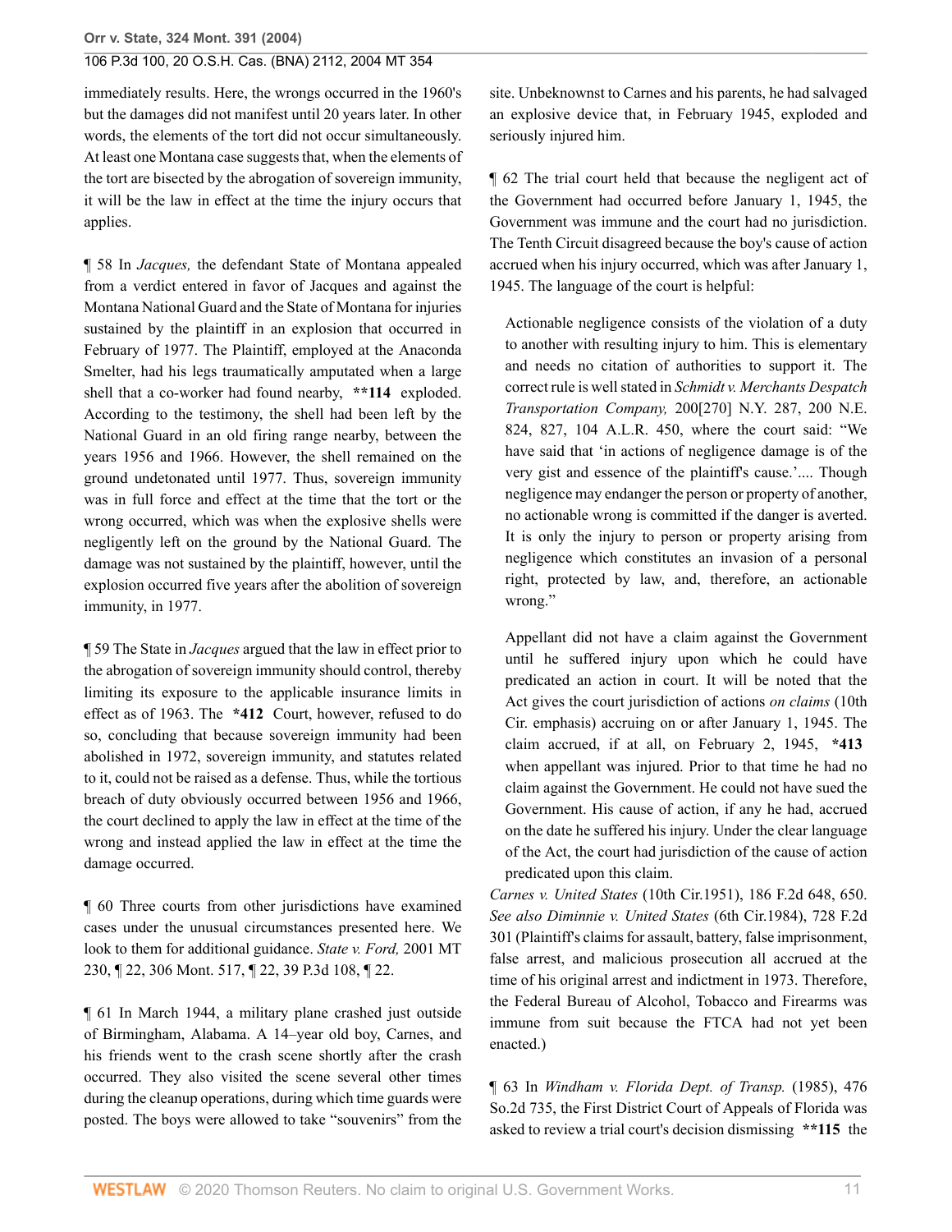immediately results. Here, the wrongs occurred in the 1960's but the damages did not manifest until 20 years later. In other words, the elements of the tort did not occur simultaneously. At least one Montana case suggests that, when the elements of the tort are bisected by the abrogation of sovereign immunity, it will be the law in effect at the time the injury occurs that applies.

¶ 58 In *Jacques,* the defendant State of Montana appealed from a verdict entered in favor of Jacques and against the Montana National Guard and the State of Montana for injuries sustained by the plaintiff in an explosion that occurred in February of 1977. The Plaintiff, employed at the Anaconda Smelter, had his legs traumatically amputated when a large shell that a co-worker had found nearby, **\*\*114** exploded. According to the testimony, the shell had been left by the National Guard in an old firing range nearby, between the years 1956 and 1966. However, the shell remained on the ground undetonated until 1977. Thus, sovereign immunity was in full force and effect at the time that the tort or the wrong occurred, which was when the explosive shells were negligently left on the ground by the National Guard. The damage was not sustained by the plaintiff, however, until the explosion occurred five years after the abolition of sovereign immunity, in 1977.

¶ 59 The State in *Jacques* argued that the law in effect prior to the abrogation of sovereign immunity should control, thereby limiting its exposure to the applicable insurance limits in effect as of 1963. The **\*412** Court, however, refused to do so, concluding that because sovereign immunity had been abolished in 1972, sovereign immunity, and statutes related to it, could not be raised as a defense. Thus, while the tortious breach of duty obviously occurred between 1956 and 1966, the court declined to apply the law in effect at the time of the wrong and instead applied the law in effect at the time the damage occurred.

¶ 60 Three courts from other jurisdictions have examined cases under the unusual circumstances presented here. We look to them for additional guidance. *State v. Ford,* 2001 MT 230, ¶ 22, 306 Mont. 517, ¶ 22, 39 P.3d 108, ¶ 22.

¶ 61 In March 1944, a military plane crashed just outside of Birmingham, Alabama. A 14–year old boy, Carnes, and his friends went to the crash scene shortly after the crash occurred. They also visited the scene several other times during the cleanup operations, during which time guards were posted. The boys were allowed to take "souvenirs" from the site. Unbeknownst to Carnes and his parents, he had salvaged an explosive device that, in February 1945, exploded and seriously injured him.

¶ 62 The trial court held that because the negligent act of the Government had occurred before January 1, 1945, the Government was immune and the court had no jurisdiction. The Tenth Circuit disagreed because the boy's cause of action accrued when his injury occurred, which was after January 1, 1945. The language of the court is helpful:

> Actionable negligence consists of the violation of a duty to another with resulting injury to him. This is elementary and needs no citation of authorities to support it. The correct rule is well stated in *Schmidt v. Merchants Despatch Transportation Company,* 200[270] N.Y. 287, 200 N.E. 824, 827, 104 A.L.R. 450, where the court said: "We have said that 'in actions of negligence damage is of the very gist and essence of the plaintiff's cause.'.... Though negligence may endanger the person or property of another, no actionable wrong is committed if the danger is averted. It is only the injury to person or property arising from negligence which constitutes an invasion of a personal right, protected by law, and, therefore, an actionable wrong."
>
> Appellant did not have a claim against the Government until he suffered injury upon which he could have predicated an action in court. It will be noted that the Act gives the court jurisdiction of actions *on claims* (10th Cir. emphasis) accruing on or after January 1, 1945. The claim accrued, if at all, on February 2, 1945, **\*413** when appellant was injured. Prior to that time he had no claim against the Government. He could not have sued the Government. His cause of action, if any he had, accrued on the date he suffered his injury. Under the clear language of the Act, the court had jurisdiction of the cause of action predicated upon this claim.

*Carnes v. United States* (10th Cir.1951), 186 F.2d 648, 650. *See also Diminnie v. United States* (6th Cir.1984), 728 F.2d 301 (Plaintiff's claims for assault, battery, false imprisonment, false arrest, and malicious prosecution all accrued at the time of his original arrest and indictment in 1973. Therefore, the Federal Bureau of Alcohol, Tobacco and Firearms was immune from suit because the FTCA had not yet been enacted.)

¶ 63 In *Windham v. Florida Dept. of Transp.* (1985), 476 So.2d 735, the First District Court of Appeals of Florida was asked to review a trial court's decision dismissing **\*\*115** the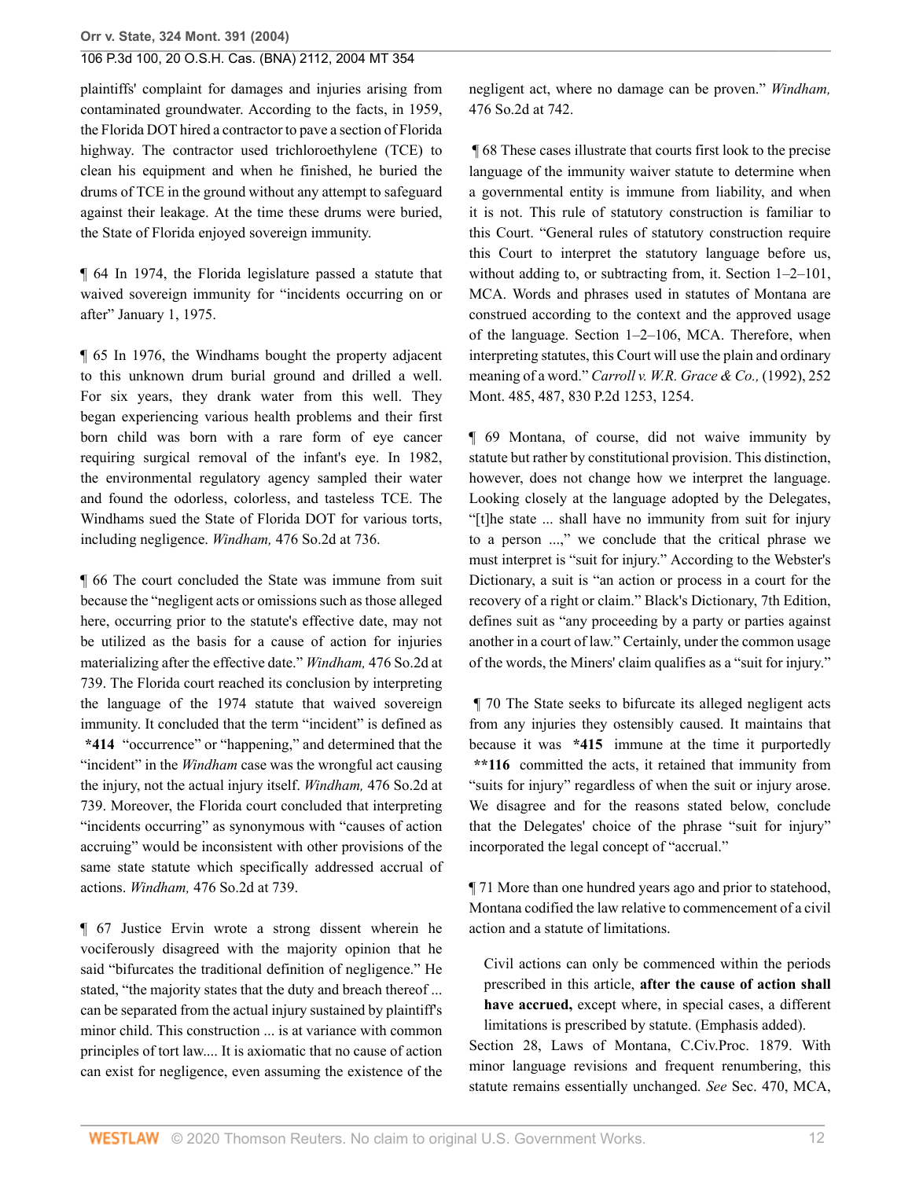plaintiffs' complaint for damages and injuries arising from contaminated groundwater. According to the facts, in 1959, the Florida DOT hired a contractor to pave a section of Florida highway. The contractor used trichloroethylene (TCE) to clean his equipment and when he finished, he buried the drums of TCE in the ground without any attempt to safeguard against their leakage. At the time these drums were buried, the State of Florida enjoyed sovereign immunity.

¶ 64 In 1974, the Florida legislature passed a statute that waived sovereign immunity for "incidents occurring on or after" January 1, 1975.

¶ 65 In 1976, the Windhams bought the property adjacent to this unknown drum burial ground and drilled a well. For six years, they drank water from this well. They began experiencing various health problems and their first born child was born with a rare form of eye cancer requiring surgical removal of the infant's eye. In 1982, the environmental regulatory agency sampled their water and found the odorless, colorless, and tasteless TCE. The Windhams sued the State of Florida DOT for various torts, including negligence. *Windham,* 476 So.2d at 736.

¶ 66 The court concluded the State was immune from suit because the "negligent acts or omissions such as those alleged here, occurring prior to the statute's effective date, may not be utilized as the basis for a cause of action for injuries materializing after the effective date." *Windham,* 476 So.2d at 739. The Florida court reached its conclusion by interpreting the language of the 1974 statute that waived sovereign immunity. It concluded that the term "incident" is defined as **\*414** "occurrence" or "happening," and determined that the "incident" in the *Windham* case was the wrongful act causing the injury, not the actual injury itself. *Windham,* 476 So.2d at 739. Moreover, the Florida court concluded that interpreting "incidents occurring" as synonymous with "causes of action accruing" would be inconsistent with other provisions of the same state statute which specifically addressed accrual of actions. *Windham,* 476 So.2d at 739.

¶ 67 Justice Ervin wrote a strong dissent wherein he vociferously disagreed with the majority opinion that he said "bifurcates the traditional definition of negligence." He stated, "the majority states that the duty and breach thereof ... can be separated from the actual injury sustained by plaintiff's minor child. This construction ... is at variance with common principles of tort law.... It is axiomatic that no cause of action can exist for negligence, even assuming the existence of the negligent act, where no damage can be proven." *Windham,* 476 So.2d at 742.

¶ 68 These cases illustrate that courts first look to the precise language of the immunity waiver statute to determine when a governmental entity is immune from liability, and when it is not. This rule of statutory construction is familiar to this Court. "General rules of statutory construction require this Court to interpret the statutory language before us, without adding to, or subtracting from, it. Section 1–2–101, MCA. Words and phrases used in statutes of Montana are construed according to the context and the approved usage of the language. Section 1–2–106, MCA. Therefore, when interpreting statutes, this Court will use the plain and ordinary meaning of a word." *Carroll v. W.R. Grace & Co.,* (1992), 252 Mont. 485, 487, 830 P.2d 1253, 1254.

¶ 69 Montana, of course, did not waive immunity by statute but rather by constitutional provision. This distinction, however, does not change how we interpret the language. Looking closely at the language adopted by the Delegates, "[t]he state ... shall have no immunity from suit for injury to a person ...," we conclude that the critical phrase we must interpret is "suit for injury." According to the Webster's Dictionary, a suit is "an action or process in a court for the recovery of a right or claim." Black's Dictionary, 7th Edition, defines suit as "any proceeding by a party or parties against another in a court of law." Certainly, under the common usage of the words, the Miners' claim qualifies as a "suit for injury."

¶ 70 The State seeks to bifurcate its alleged negligent acts from any injuries they ostensibly caused. It maintains that because it was **\*415** immune at the time it purportedly **\*\*116** committed the acts, it retained that immunity from "suits for injury" regardless of when the suit or injury arose. We disagree and for the reasons stated below, conclude that the Delegates' choice of the phrase "suit for injury" incorporated the legal concept of "accrual."

¶ 71 More than one hundred years ago and prior to statehood, Montana codified the law relative to commencement of a civil action and a statute of limitations.

> Civil actions can only be commenced within the periods prescribed in this article, **after the cause of action shall have accrued,** except where, in special cases, a different limitations is prescribed by statute. (Emphasis added).

Section 28, Laws of Montana, C.Civ.Proc. 1879. With minor language revisions and frequent renumbering, this statute remains essentially unchanged. *See* Sec. 470, MCA,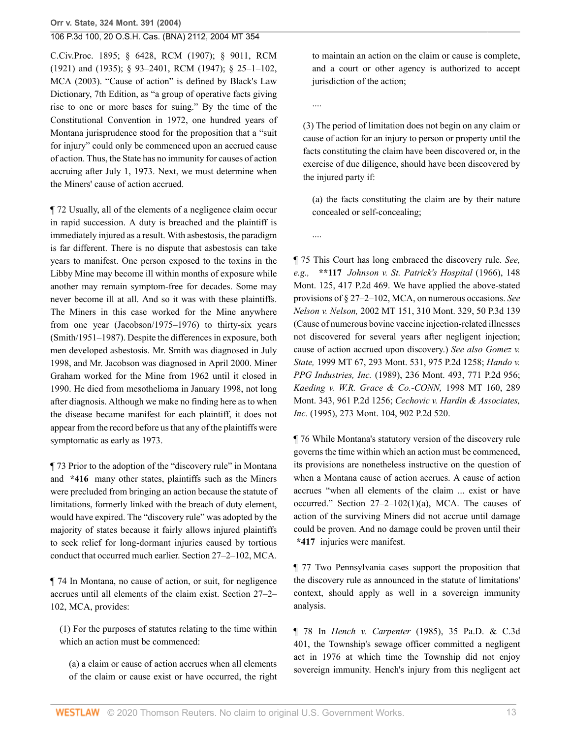C.Civ.Proc. 1895; § 6428, RCM (1907); § 9011, RCM (1921) and (1935); § 93–2401, RCM (1947); § 25–1–102, MCA (2003). "Cause of action" is defined by Black's Law Dictionary, 7th Edition, as "a group of operative facts giving rise to one or more bases for suing." By the time of the Constitutional Convention in 1972, one hundred years of Montana jurisprudence stood for the proposition that a "suit for injury" could only be commenced upon an accrued cause of action. Thus, the State has no immunity for causes of action accruing after July 1, 1973. Next, we must determine when the Miners' cause of action accrued.

¶ 72 Usually, all of the elements of a negligence claim occur in rapid succession. A duty is breached and the plaintiff is immediately injured as a result. With asbestosis, the paradigm is far different. There is no dispute that asbestosis can take years to manifest. One person exposed to the toxins in the Libby Mine may become ill within months of exposure while another may remain symptom-free for decades. Some may never become ill at all. And so it was with these plaintiffs. The Miners in this case worked for the Mine anywhere from one year (Jacobson/1975–1976) to thirty-six years (Smith/1951–1987). Despite the differences in exposure, both men developed asbestosis. Mr. Smith was diagnosed in July 1998, and Mr. Jacobson was diagnosed in April 2000. Miner Graham worked for the Mine from 1962 until it closed in 1990. He died from mesothelioma in January 1998, not long after diagnosis. Although we make no finding here as to when the disease became manifest for each plaintiff, it does not appear from the record before us that any of the plaintiffs were symptomatic as early as 1973.

¶ 73 Prior to the adoption of the "discovery rule" in Montana and **\*416** many other states, plaintiffs such as the Miners were precluded from bringing an action because the statute of limitations, formerly linked with the breach of duty element, would have expired. The "discovery rule" was adopted by the majority of states because it fairly allows injured plaintiffs to seek relief for long-dormant injuries caused by tortious conduct that occurred much earlier. Section 27–2–102, MCA.

¶ 74 In Montana, no cause of action, or suit, for negligence accrues until all elements of the claim exist. Section 27–2–102, MCA, provides:

> (1) For the purposes of statutes relating to the time within which an action must be commenced:
>
> > (a) a claim or cause of action accrues when all elements of the claim or cause exist or have occurred, the right to maintain an action on the claim or cause is complete, and a court or other agency is authorized to accept jurisdiction of the action;
> >
> > ....
>
> (3) The period of limitation does not begin on any claim or cause of action for an injury to person or property until the facts constituting the claim have been discovered or, in the exercise of due diligence, should have been discovered by the injured party if:
>
> > (a) the facts constituting the claim are by their nature concealed or self-concealing;
> >
> > ....

¶ 75 This Court has long embraced the discovery rule. *See, e.g.,* **\*\*117** *Johnson v. St. Patrick's Hospital* (1966), 148 Mont. 125, 417 P.2d 469. We have applied the above-stated provisions of § 27–2–102, MCA, on numerous occasions. *See Nelson v. Nelson,* 2002 MT 151, 310 Mont. 329, 50 P.3d 139 (Cause of numerous bovine vaccine injection-related illnesses not discovered for several years after negligent injection; cause of action accrued upon discovery.) *See also Gomez v. State,* 1999 MT 67, 293 Mont. 531, 975 P.2d 1258; *Hando v. PPG Industries, Inc.* (1989), 236 Mont. 493, 771 P.2d 956; *Kaeding v. W.R. Grace & Co.-CONN,* 1998 MT 160, 289 Mont. 343, 961 P.2d 1256; *Cechovic v. Hardin & Associates, Inc.* (1995), 273 Mont. 104, 902 P.2d 520.

¶ 76 While Montana's statutory version of the discovery rule governs the time within which an action must be commenced, its provisions are nonetheless instructive on the question of when a Montana cause of action accrues. A cause of action accrues "when all elements of the claim ... exist or have occurred." Section 27–2–102(1)(a), MCA. The causes of action of the surviving Miners did not accrue until damage could be proven. And no damage could be proven until their **\*417** injuries were manifest.

¶ 77 Two Pennsylvania cases support the proposition that the discovery rule as announced in the statute of limitations' context, should apply as well in a sovereign immunity analysis.

¶ 78 In *Hench v. Carpenter* (1985), 35 Pa.D. & C.3d 401, the Township's sewage officer committed a negligent act in 1976 at which time the Township did not enjoy sovereign immunity. Hench's injury from this negligent act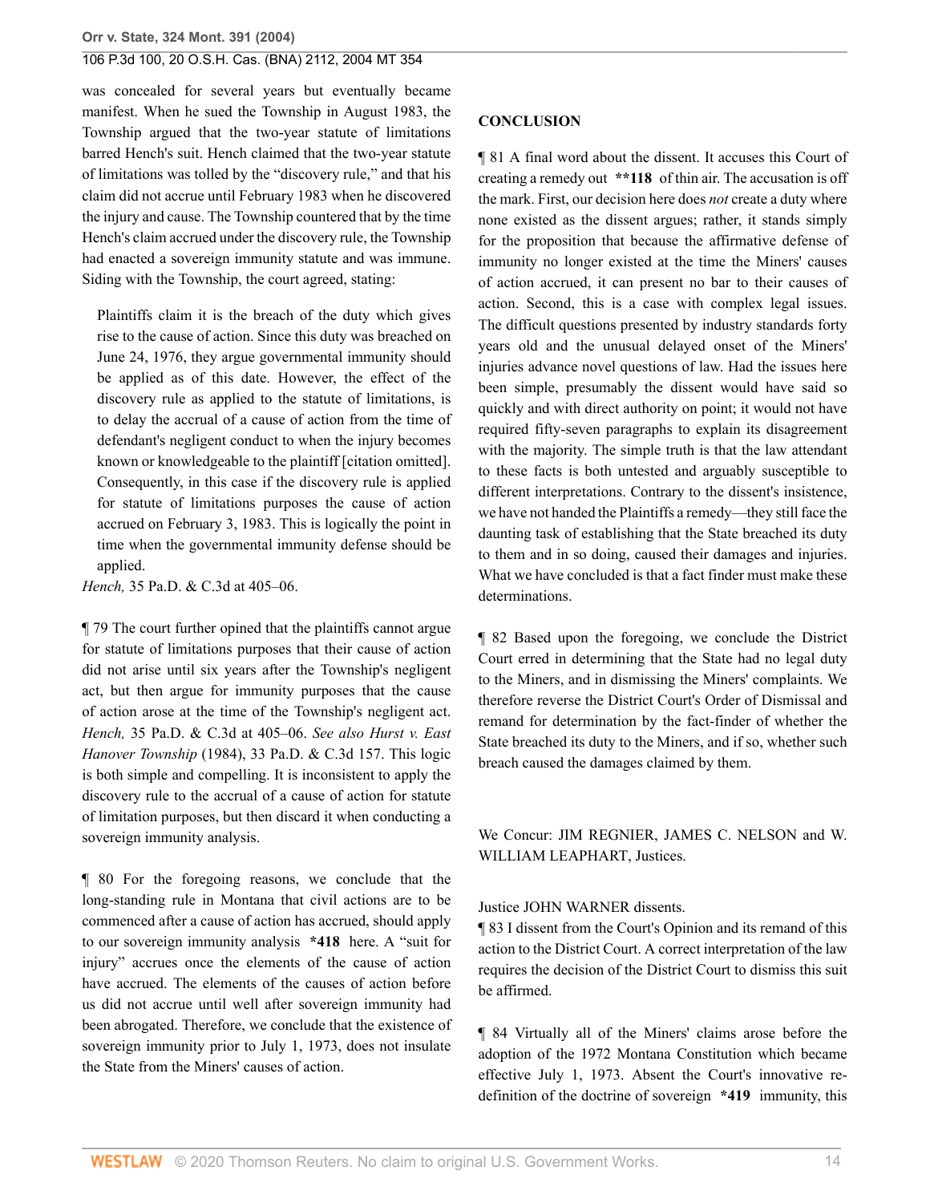was concealed for several years but eventually became manifest. When he sued the Township in August 1983, the Township argued that the two-year statute of limitations barred Hench's suit. Hench claimed that the two-year statute of limitations was tolled by the "discovery rule," and that his claim did not accrue until February 1983 when he discovered the injury and cause. The Township countered that by the time Hench's claim accrued under the discovery rule, the Township had enacted a sovereign immunity statute and was immune. Siding with the Township, the court agreed, stating:

> Plaintiffs claim it is the breach of the duty which gives rise to the cause of action. Since this duty was breached on June 24, 1976, they argue governmental immunity should be applied as of this date. However, the effect of the discovery rule as applied to the statute of limitations, is to delay the accrual of a cause of action from the time of defendant's negligent conduct to when the injury becomes known or knowledgeable to the plaintiff [citation omitted]. Consequently, in this case if the discovery rule is applied for statute of limitations purposes the cause of action accrued on February 3, 1983. This is logically the point in time when the governmental immunity defense should be applied.

*Hench,* 35 Pa.D. & C.3d at 405–06.

¶ 79 The court further opined that the plaintiffs cannot argue for statute of limitations purposes that their cause of action did not arise until six years after the Township's negligent act, but then argue for immunity purposes that the cause of action arose at the time of the Township's negligent act. *Hench,* 35 Pa.D. & C.3d at 405–06. *See also Hurst v. East Hanover Township* (1984), 33 Pa.D. & C.3d 157. This logic is both simple and compelling. It is inconsistent to apply the discovery rule to the accrual of a cause of action for statute of limitation purposes, but then discard it when conducting a sovereign immunity analysis.

¶ 80 For the foregoing reasons, we conclude that the long-standing rule in Montana that civil actions are to be commenced after a cause of action has accrued, should apply to our sovereign immunity analysis **\*418** here. A "suit for injury" accrues once the elements of the cause of action have accrued. The elements of the causes of action before us did not accrue until well after sovereign immunity had been abrogated. Therefore, we conclude that the existence of sovereign immunity prior to July 1, 1973, does not insulate the State from the Miners' causes of action.

## CONCLUSION

¶ 81 A final word about the dissent. It accuses this Court of creating a remedy out **\*\*118** of thin air. The accusation is off the mark. First, our decision here does *not* create a duty where none existed as the dissent argues; rather, it stands simply for the proposition that because the affirmative defense of immunity no longer existed at the time the Miners' causes of action accrued, it can present no bar to their causes of action. Second, this is a case with complex legal issues. The difficult questions presented by industry standards forty years old and the unusual delayed onset of the Miners' injuries advance novel questions of law. Had the issues here been simple, presumably the dissent would have said so quickly and with direct authority on point; it would not have required fifty-seven paragraphs to explain its disagreement with the majority. The simple truth is that the law attendant to these facts is both untested and arguably susceptible to different interpretations. Contrary to the dissent's insistence, we have not handed the Plaintiffs a remedy—they still face the daunting task of establishing that the State breached its duty to them and in so doing, caused their damages and injuries. What we have concluded is that a fact finder must make these determinations.

¶ 82 Based upon the foregoing, we conclude the District Court erred in determining that the State had no legal duty to the Miners, and in dismissing the Miners' complaints. We therefore reverse the District Court's Order of Dismissal and remand for determination by the fact-finder of whether the State breached its duty to the Miners, and if so, whether such breach caused the damages claimed by them.

We Concur: JIM REGNIER, JAMES C. NELSON and W. WILLIAM LEAPHART, Justices.

Justice JOHN WARNER dissents.

¶ 83 I dissent from the Court's Opinion and its remand of this action to the District Court. A correct interpretation of the law requires the decision of the District Court to dismiss this suit be affirmed.

¶ 84 Virtually all of the Miners' claims arose before the adoption of the 1972 Montana Constitution which became effective July 1, 1973. Absent the Court's innovative re-definition of the doctrine of sovereign **\*419** immunity, this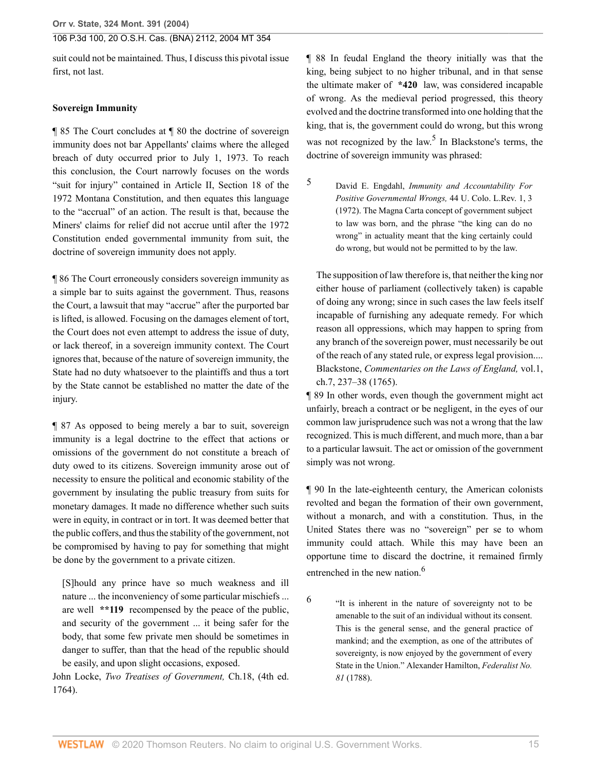suit could not be maintained. Thus, I discuss this pivotal issue first, not last.

## Sovereign Immunity

¶ 85 The Court concludes at ¶ 80 the doctrine of sovereign immunity does not bar Appellants' claims where the alleged breach of duty occurred prior to July 1, 1973. To reach this conclusion, the Court narrowly focuses on the words "suit for injury" contained in Article II, Section 18 of the 1972 Montana Constitution, and then equates this language to the "accrual" of an action. The result is that, because the Miners' claims for relief did not accrue until after the 1972 Constitution ended governmental immunity from suit, the doctrine of sovereign immunity does not apply.

¶ 86 The Court erroneously considers sovereign immunity as a simple bar to suits against the government. Thus, reasons the Court, a lawsuit that may "accrue" after the purported bar is lifted, is allowed. Focusing on the damages element of tort, the Court does not even attempt to address the issue of duty, or lack thereof, in a sovereign immunity context. The Court ignores that, because of the nature of sovereign immunity, the State had no duty whatsoever to the plaintiffs and thus a tort by the State cannot be established no matter the date of the injury.

¶ 87 As opposed to being merely a bar to suit, sovereign immunity is a legal doctrine to the effect that actions or omissions of the government do not constitute a breach of duty owed to its citizens. Sovereign immunity arose out of necessity to ensure the political and economic stability of the government by insulating the public treasury from suits for monetary damages. It made no difference whether such suits were in equity, in contract or in tort. It was deemed better that the public coffers, and thus the stability of the government, not be compromised by having to pay for something that might be done by the government to a private citizen.

> [S]hould any prince have so much weakness and ill nature ... the inconveniency of some particular mischiefs ... are well **\*\*119** recompensed by the peace of the public, and security of the government ... it being safer for the body, that some few private men should be sometimes in danger to suffer, than that the head of the republic should be easily, and upon slight occasions, exposed.

John Locke, *Two Treatises of Government,* Ch.18, (4th ed. 1764).

¶ 88 In feudal England the theory initially was that the king, being subject to no higher tribunal, and in that sense the ultimate maker of **\*420** law, was considered incapable of wrong. As the medieval period progressed, this theory evolved and the doctrine transformed into one holding that the king, that is, the government could do wrong, but this wrong was not recognized by the law.[5] In Blackstone's terms, the doctrine of sovereign immunity was phrased:

> The supposition of law therefore is, that neither the king nor either house of parliament (collectively taken) is capable of doing any wrong; since in such cases the law feels itself incapable of furnishing any adequate remedy. For which reason all oppressions, which may happen to spring from any branch of the sovereign power, must necessarily be out of the reach of any stated rule, or express legal provision.... Blackstone, *Commentaries on the Laws of England,* vol.1, ch.7, 237–38 (1765).

¶ 89 In other words, even though the government might act unfairly, breach a contract or be negligent, in the eyes of our common law jurisprudence such was not a wrong that the law recognized. This is much different, and much more, than a bar to a particular lawsuit. The act or omission of the government simply was not wrong.

¶ 90 In the late-eighteenth century, the American colonists revolted and began the formation of their own government, without a monarch, and with a constitution. Thus, in the United States there was no "sovereign" per se to whom immunity could attach. While this may have been an opportune time to discard the doctrine, it remained firmly entrenched in the new nation.[6]

[5] David E. Engdahl, *Immunity and Accountability For Positive Governmental Wrongs,* 44 U. Colo. L.Rev. 1, 3 (1972). The Magna Carta concept of government subject to law was born, and the phrase "the king can do no wrong" in actuality meant that the king certainly could do wrong, but would not be permitted to by the law.

[6] "It is inherent in the nature of sovereignty not to be amenable to the suit of an individual without its consent. This is the general sense, and the general practice of mankind; and the exemption, as one of the attributes of sovereignty, is now enjoyed by the government of every State in the Union." Alexander Hamilton, *Federalist No. 81* (1788).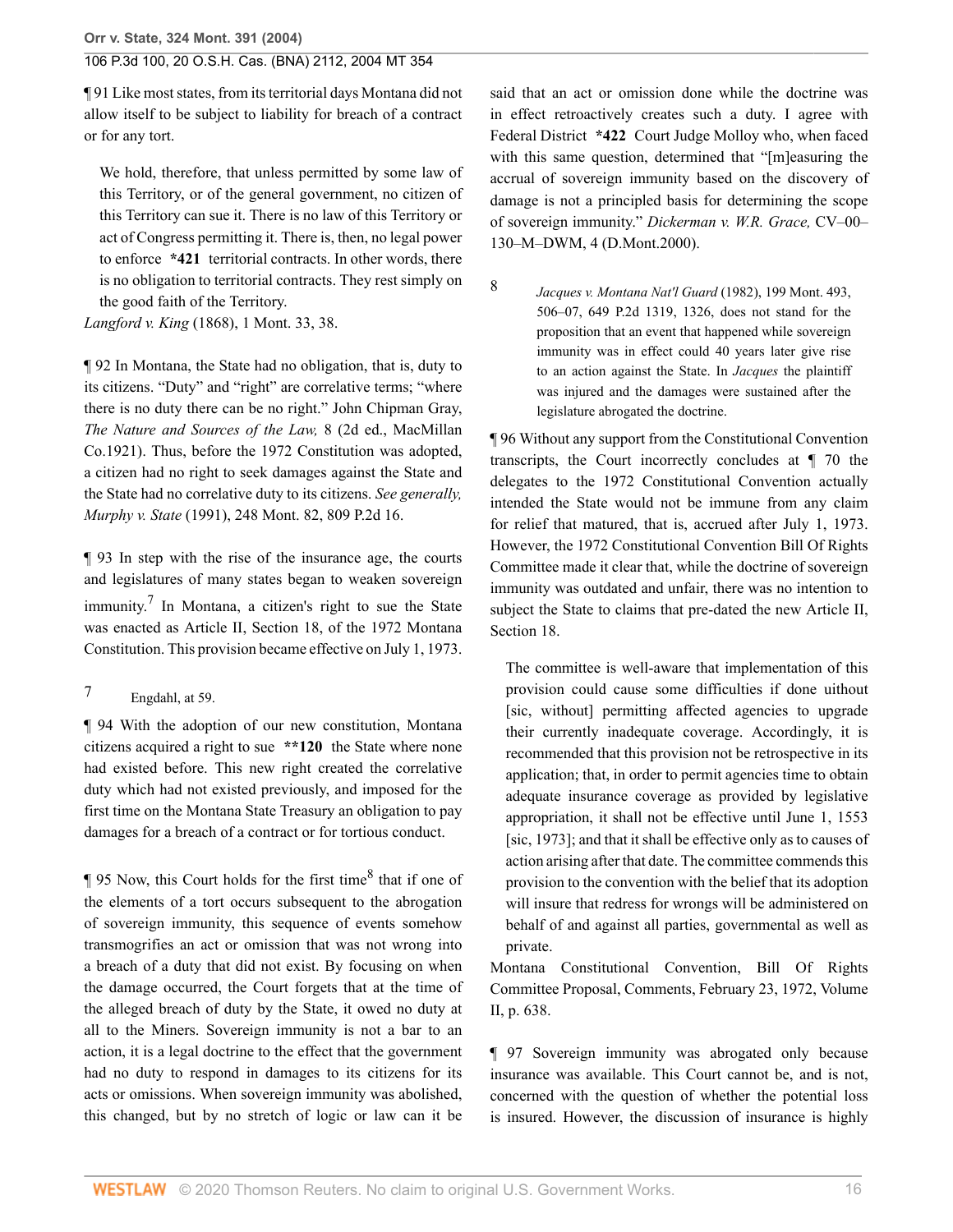¶ 91 Like most states, from its territorial days Montana did not allow itself to be subject to liability for breach of a contract or for any tort.

> We hold, therefore, that unless permitted by some law of this Territory, or of the general government, no citizen of this Territory can sue it. There is no law of this Territory or act of Congress permitting it. There is, then, no legal power to enforce **\*421** territorial contracts. In other words, there is no obligation to territorial contracts. They rest simply on the good faith of the Territory.

*Langford v. King* (1868), 1 Mont. 33, 38.

¶ 92 In Montana, the State had no obligation, that is, duty to its citizens. "Duty" and "right" are correlative terms; "where there is no duty there can be no right." John Chipman Gray, *The Nature and Sources of the Law,* 8 (2d ed., MacMillan Co.1921). Thus, before the 1972 Constitution was adopted, a citizen had no right to seek damages against the State and the State had no correlative duty to its citizens. *See generally, Murphy v. State* (1991), 248 Mont. 82, 809 P.2d 16.

¶ 93 In step with the rise of the insurance age, the courts and legislatures of many states began to weaken sovereign immunity.[7] In Montana, a citizen's right to sue the State was enacted as Article II, Section 18, of the 1972 Montana Constitution. This provision became effective on July 1, 1973.

7 Engdahl, at 59.

¶ 94 With the adoption of our new constitution, Montana citizens acquired a right to sue **\*\*120** the State where none had existed before. This new right created the correlative duty which had not existed previously, and imposed for the first time on the Montana State Treasury an obligation to pay damages for a breach of a contract or for tortious conduct.

¶ 95 Now, this Court holds for the first time[8] that if one of the elements of a tort occurs subsequent to the abrogation of sovereign immunity, this sequence of events somehow transmogrifies an act or omission that was not wrong into a breach of a duty that did not exist. By focusing on when the damage occurred, the Court forgets that at the time of the alleged breach of duty by the State, it owed no duty at all to the Miners. Sovereign immunity is not a bar to an action, it is a legal doctrine to the effect that the government had no duty to respond in damages to its citizens for its acts or omissions. When sovereign immunity was abolished, this changed, but by no stretch of logic or law can it be said that an act or omission done while the doctrine was in effect retroactively creates such a duty. I agree with Federal District **\*422** Court Judge Molloy who, when faced with this same question, determined that "[m]easuring the accrual of sovereign immunity based on the discovery of damage is not a principled basis for determining the scope of sovereign immunity." *Dickerman v. W.R. Grace,* CV–00–130–M–DWM, 4 (D.Mont.2000).

8 *Jacques v. Montana Nat'l Guard* (1982), 199 Mont. 493, 506–07, 649 P.2d 1319, 1326, does not stand for the proposition that an event that happened while sovereign immunity was in effect could 40 years later give rise to an action against the State. In *Jacques* the plaintiff was injured and the damages were sustained after the legislature abrogated the doctrine.

¶ 96 Without any support from the Constitutional Convention transcripts, the Court incorrectly concludes at ¶ 70 the delegates to the 1972 Constitutional Convention actually intended the State would not be immune from any claim for relief that matured, that is, accrued after July 1, 1973. However, the 1972 Constitutional Convention Bill Of Rights Committee made it clear that, while the doctrine of sovereign immunity was outdated and unfair, there was no intention to subject the State to claims that pre-dated the new Article II, Section 18.

> The committee is well-aware that implementation of this provision could cause some difficulties if done uithout [sic, without] permitting affected agencies to upgrade their currently inadequate coverage. Accordingly, it is recommended that this provision not be retrospective in its application; that, in order to permit agencies time to obtain adequate insurance coverage as provided by legislative appropriation, it shall not be effective until June 1, 1553 [sic, 1973]; and that it shall be effective only as to causes of action arising after that date. The committee commends this provision to the convention with the belief that its adoption will insure that redress for wrongs will be administered on behalf of and against all parties, governmental as well as private.

Montana Constitutional Convention, Bill Of Rights Committee Proposal, Comments, February 23, 1972, Volume II, p. 638.

¶ 97 Sovereign immunity was abrogated only because insurance was available. This Court cannot be, and is not, concerned with the question of whether the potential loss is insured. However, the discussion of insurance is highly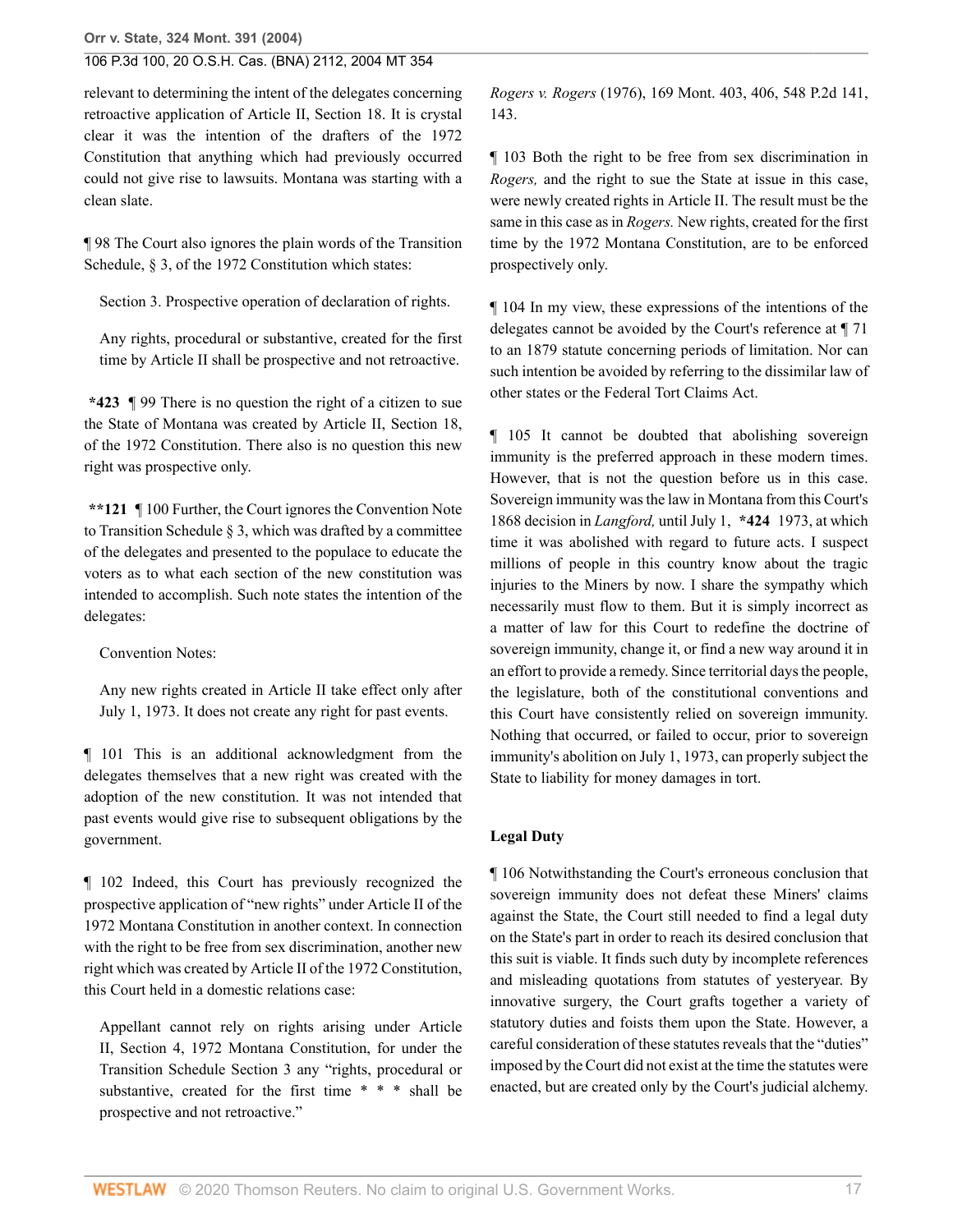relevant to determining the intent of the delegates concerning retroactive application of Article II, Section 18. It is crystal clear it was the intention of the drafters of the 1972 Constitution that anything which had previously occurred could not give rise to lawsuits. Montana was starting with a clean slate.

¶ 98 The Court also ignores the plain words of the Transition Schedule, § 3, of the 1972 Constitution which states:

> Section 3. Prospective operation of declaration of rights.
>
> Any rights, procedural or substantive, created for the first time by Article II shall be prospective and not retroactive.

**\*423** ¶ 99 There is no question the right of a citizen to sue the State of Montana was created by Article II, Section 18, of the 1972 Constitution. There also is no question this new right was prospective only.

**\*\*121** ¶ 100 Further, the Court ignores the Convention Note to Transition Schedule § 3, which was drafted by a committee of the delegates and presented to the populace to educate the voters as to what each section of the new constitution was intended to accomplish. Such note states the intention of the delegates:

> Convention Notes:
>
> Any new rights created in Article II take effect only after July 1, 1973. It does not create any right for past events.

¶ 101 This is an additional acknowledgment from the delegates themselves that a new right was created with the adoption of the new constitution. It was not intended that past events would give rise to subsequent obligations by the government.

¶ 102 Indeed, this Court has previously recognized the prospective application of "new rights" under Article II of the 1972 Montana Constitution in another context. In connection with the right to be free from sex discrimination, another new right which was created by Article II of the 1972 Constitution, this Court held in a domestic relations case:

> Appellant cannot rely on rights arising under Article II, Section 4, 1972 Montana Constitution, for under the Transition Schedule Section 3 any "rights, procedural or substantive, created for the first time * * * shall be prospective and not retroactive."

*Rogers v. Rogers* (1976), 169 Mont. 403, 406, 548 P.2d 141, 143.

¶ 103 Both the right to be free from sex discrimination in *Rogers,* and the right to sue the State at issue in this case, were newly created rights in Article II. The result must be the same in this case as in *Rogers.* New rights, created for the first time by the 1972 Montana Constitution, are to be enforced prospectively only.

¶ 104 In my view, these expressions of the intentions of the delegates cannot be avoided by the Court's reference at ¶ 71 to an 1879 statute concerning periods of limitation. Nor can such intention be avoided by referring to the dissimilar law of other states or the Federal Tort Claims Act.

¶ 105 It cannot be doubted that abolishing sovereign immunity is the preferred approach in these modern times. However, that is not the question before us in this case. Sovereign immunity was the law in Montana from this Court's 1868 decision in *Langford,* until July 1, **\*424** 1973, at which time it was abolished with regard to future acts. I suspect millions of people in this country know about the tragic injuries to the Miners by now. I share the sympathy which necessarily must flow to them. But it is simply incorrect as a matter of law for this Court to redefine the doctrine of sovereign immunity, change it, or find a new way around it in an effort to provide a remedy. Since territorial days the people, the legislature, both of the constitutional conventions and this Court have consistently relied on sovereign immunity. Nothing that occurred, or failed to occur, prior to sovereign immunity's abolition on July 1, 1973, can properly subject the State to liability for money damages in tort.

## Legal Duty

¶ 106 Notwithstanding the Court's erroneous conclusion that sovereign immunity does not defeat these Miners' claims against the State, the Court still needed to find a legal duty on the State's part in order to reach its desired conclusion that this suit is viable. It finds such duty by incomplete references and misleading quotations from statutes of yesteryear. By innovative surgery, the Court grafts together a variety of statutory duties and foists them upon the State. However, a careful consideration of these statutes reveals that the "duties" imposed by the Court did not exist at the time the statutes were enacted, but are created only by the Court's judicial alchemy.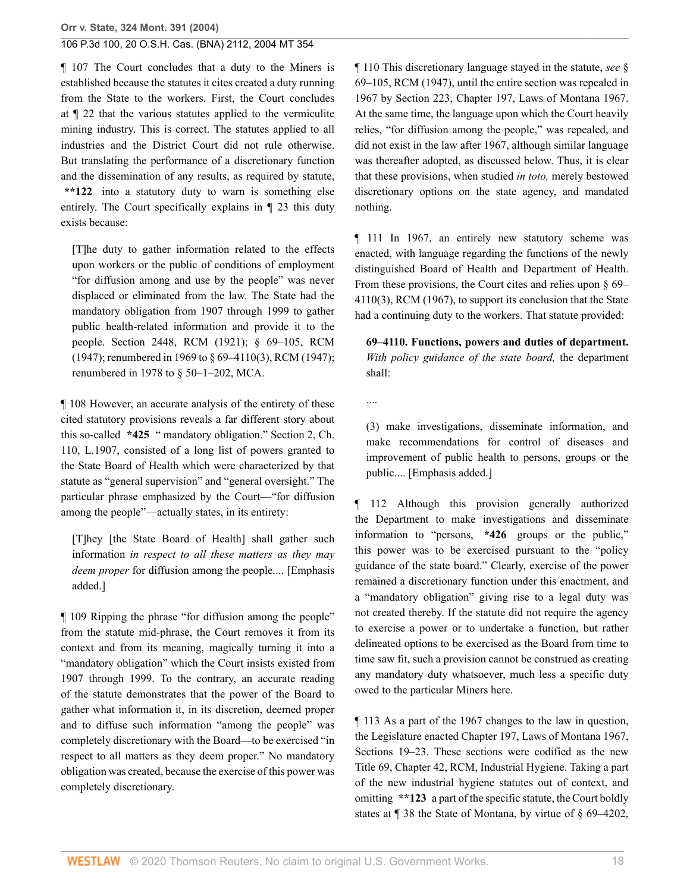¶ 107 The Court concludes that a duty to the Miners is established because the statutes it cites created a duty running from the State to the workers. First, the Court concludes at ¶ 22 that the various statutes applied to the vermiculite mining industry. This is correct. The statutes applied to all industries and the District Court did not rule otherwise. But translating the performance of a discretionary function and the dissemination of any results, as required by statute, **\*\*122** into a statutory duty to warn is something else entirely. The Court specifically explains in ¶ 23 this duty exists because:

> [T]he duty to gather information related to the effects upon workers or the public of conditions of employment "for diffusion among and use by the people" was never displaced or eliminated from the law. The State had the mandatory obligation from 1907 through 1999 to gather public health-related information and provide it to the people. Section 2448, RCM (1921); § 69–105, RCM (1947); renumbered in 1969 to § 69–4110(3), RCM (1947); renumbered in 1978 to § 50–1–202, MCA.

¶ 108 However, an accurate analysis of the entirety of these cited statutory provisions reveals a far different story about this so-called **\*425** " mandatory obligation." Section 2, Ch. 110, L.1907, consisted of a long list of powers granted to the State Board of Health which were characterized by that statute as "general supervision" and "general oversight." The particular phrase emphasized by the Court—"for diffusion among the people"—actually states, in its entirety:

> [T]hey [the State Board of Health] shall gather such information *in respect to all these matters as they may deem proper* for diffusion among the people.... [Emphasis added.]

¶ 109 Ripping the phrase "for diffusion among the people" from the statute mid-phrase, the Court removes it from its context and from its meaning, magically turning it into a "mandatory obligation" which the Court insists existed from 1907 through 1999. To the contrary, an accurate reading of the statute demonstrates that the power of the Board to gather what information it, in its discretion, deemed proper and to diffuse such information "among the people" was completely discretionary with the Board—to be exercised "in respect to all matters as they deem proper." No mandatory obligation was created, because the exercise of this power was completely discretionary.

¶ 110 This discretionary language stayed in the statute, *see* § 69–105, RCM (1947), until the entire section was repealed in 1967 by Section 223, Chapter 197, Laws of Montana 1967. At the same time, the language upon which the Court heavily relies, "for diffusion among the people," was repealed, and did not exist in the law after 1967, although similar language was thereafter adopted, as discussed below. Thus, it is clear that these provisions, when studied *in toto,* merely bestowed discretionary options on the state agency, and mandated nothing.

¶ 111 In 1967, an entirely new statutory scheme was enacted, with language regarding the functions of the newly distinguished Board of Health and Department of Health. From these provisions, the Court cites and relies upon § 69–4110(3), RCM (1967), to support its conclusion that the State had a continuing duty to the workers. That statute provided:

> **69–4110. Functions, powers and duties of department.** *With policy guidance of the state board,* the department shall:
>
> ....
>
> (3) make investigations, disseminate information, and make recommendations for control of diseases and improvement of public health to persons, groups or the public.... [Emphasis added.]

¶ 112 Although this provision generally authorized the Department to make investigations and disseminate information to "persons, **\*426** groups or the public," this power was to be exercised pursuant to the "policy guidance of the state board." Clearly, exercise of the power remained a discretionary function under this enactment, and a "mandatory obligation" giving rise to a legal duty was not created thereby. If the statute did not require the agency to exercise a power or to undertake a function, but rather delineated options to be exercised as the Board from time to time saw fit, such a provision cannot be construed as creating any mandatory duty whatsoever, much less a specific duty owed to the particular Miners here.

¶ 113 As a part of the 1967 changes to the law in question, the Legislature enacted Chapter 197, Laws of Montana 1967, Sections 19–23. These sections were codified as the new Title 69, Chapter 42, RCM, Industrial Hygiene. Taking a part of the new industrial hygiene statutes out of context, and omitting **\*\*123** a part of the specific statute, the Court boldly states at ¶ 38 the State of Montana, by virtue of § 69–4202,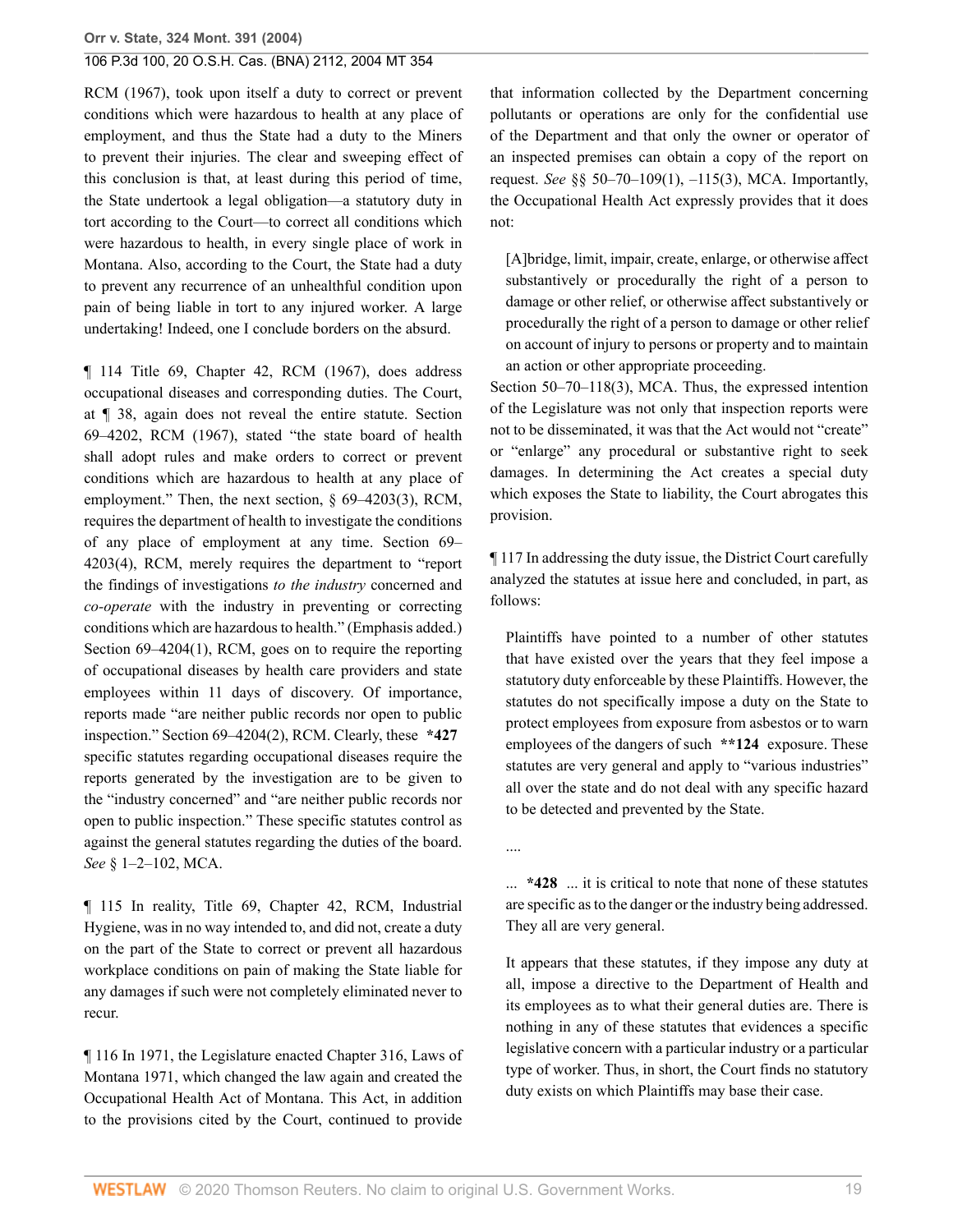RCM (1967), took upon itself a duty to correct or prevent conditions which were hazardous to health at any place of employment, and thus the State had a duty to the Miners to prevent their injuries. The clear and sweeping effect of this conclusion is that, at least during this period of time, the State undertook a legal obligation—a statutory duty in tort according to the Court—to correct all conditions which were hazardous to health, in every single place of work in Montana. Also, according to the Court, the State had a duty to prevent any recurrence of an unhealthful condition upon pain of being liable in tort to any injured worker. A large undertaking! Indeed, one I conclude borders on the absurd.

¶ 114 Title 69, Chapter 42, RCM (1967), does address occupational diseases and corresponding duties. The Court, at ¶ 38, again does not reveal the entire statute. Section 69–4202, RCM (1967), stated "the state board of health shall adopt rules and make orders to correct or prevent conditions which are hazardous to health at any place of employment." Then, the next section, § 69–4203(3), RCM, requires the department of health to investigate the conditions of any place of employment at any time. Section 69–4203(4), RCM, merely requires the department to "report the findings of investigations *to the industry* concerned and *co-operate* with the industry in preventing or correcting conditions which are hazardous to health." (Emphasis added.) Section 69–4204(1), RCM, goes on to require the reporting of occupational diseases by health care providers and state employees within 11 days of discovery. Of importance, reports made "are neither public records nor open to public inspection." Section 69–4204(2), RCM. Clearly, these **\*427** specific statutes regarding occupational diseases require the reports generated by the investigation are to be given to the "industry concerned" and "are neither public records nor open to public inspection." These specific statutes control as against the general statutes regarding the duties of the board. *See* § 1–2–102, MCA.

¶ 115 In reality, Title 69, Chapter 42, RCM, Industrial Hygiene, was in no way intended to, and did not, create a duty on the part of the State to correct or prevent all hazardous workplace conditions on pain of making the State liable for any damages if such were not completely eliminated never to recur.

¶ 116 In 1971, the Legislature enacted Chapter 316, Laws of Montana 1971, which changed the law again and created the Occupational Health Act of Montana. This Act, in addition to the provisions cited by the Court, continued to provide that information collected by the Department concerning pollutants or operations are only for the confidential use of the Department and that only the owner or operator of an inspected premises can obtain a copy of the report on request. *See* §§ 50–70–109(1), –115(3), MCA. Importantly, the Occupational Health Act expressly provides that it does not:

> [A]bridge, limit, impair, create, enlarge, or otherwise affect substantively or procedurally the right of a person to damage or other relief, or otherwise affect substantively or procedurally the right of a person to damage or other relief on account of injury to persons or property and to maintain an action or other appropriate proceeding.

Section 50–70–118(3), MCA. Thus, the expressed intention of the Legislature was not only that inspection reports were not to be disseminated, it was that the Act would not "create" or "enlarge" any procedural or substantive right to seek damages. In determining the Act creates a special duty which exposes the State to liability, the Court abrogates this provision.

¶ 117 In addressing the duty issue, the District Court carefully analyzed the statutes at issue here and concluded, in part, as follows:

> Plaintiffs have pointed to a number of other statutes that have existed over the years that they feel impose a statutory duty enforceable by these Plaintiffs. However, the statutes do not specifically impose a duty on the State to protect employees from exposure from asbestos or to warn employees of the dangers of such **\*\*124** exposure. These statutes are very general and apply to "various industries" all over the state and do not deal with any specific hazard to be detected and prevented by the State.
>
> ....
>
> ... **\*428** ... it is critical to note that none of these statutes are specific as to the danger or the industry being addressed. They all are very general.
>
> It appears that these statutes, if they impose any duty at all, impose a directive to the Department of Health and its employees as to what their general duties are. There is nothing in any of these statutes that evidences a specific legislative concern with a particular industry or a particular type of worker. Thus, in short, the Court finds no statutory duty exists on which Plaintiffs may base their case.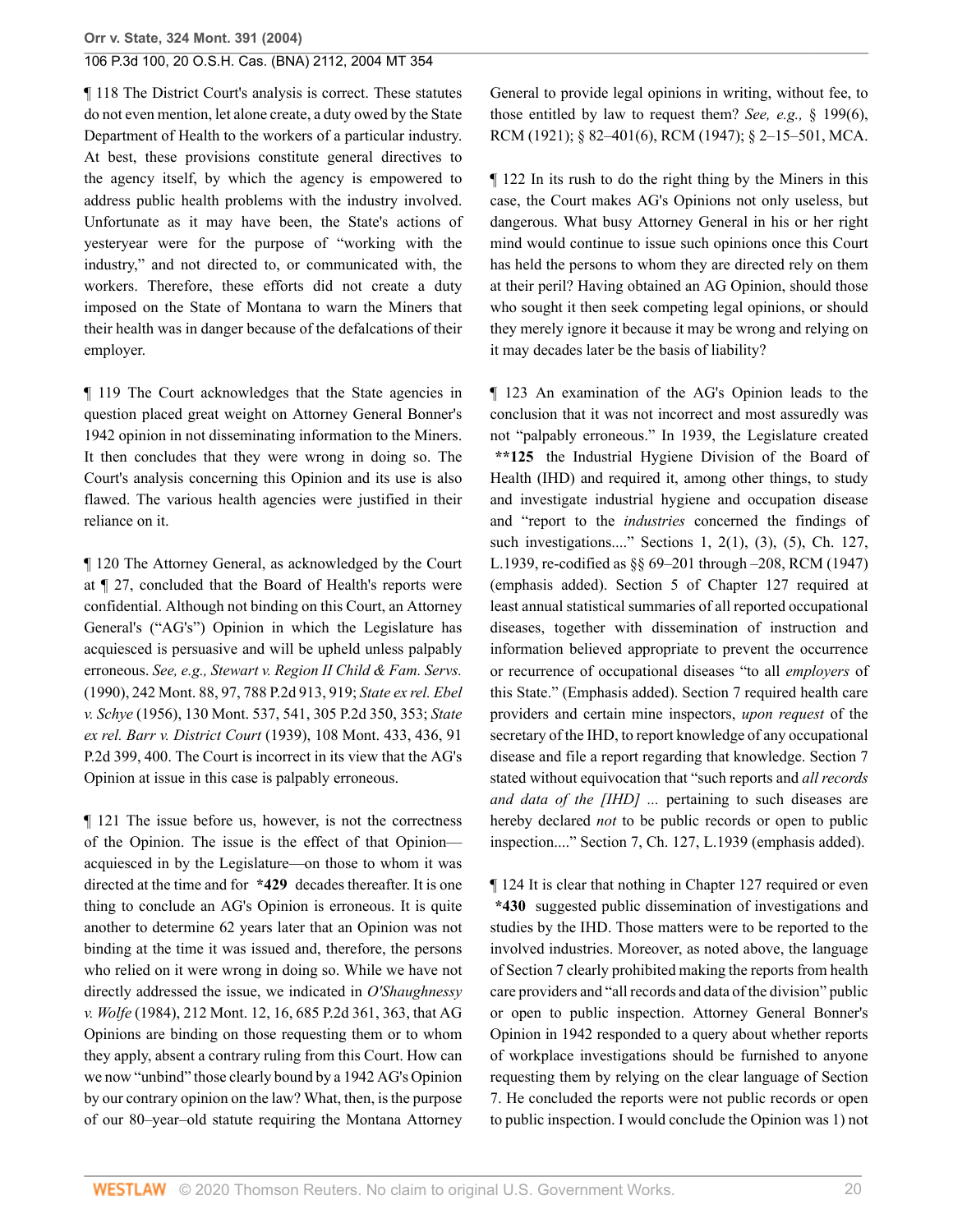¶ 118 The District Court's analysis is correct. These statutes do not even mention, let alone create, a duty owed by the State Department of Health to the workers of a particular industry. At best, these provisions constitute general directives to the agency itself, by which the agency is empowered to address public health problems with the industry involved. Unfortunate as it may have been, the State's actions of yesteryear were for the purpose of "working with the industry," and not directed to, or communicated with, the workers. Therefore, these efforts did not create a duty imposed on the State of Montana to warn the Miners that their health was in danger because of the defalcations of their employer.

¶ 119 The Court acknowledges that the State agencies in question placed great weight on Attorney General Bonner's 1942 opinion in not disseminating information to the Miners. It then concludes that they were wrong in doing so. The Court's analysis concerning this Opinion and its use is also flawed. The various health agencies were justified in their reliance on it.

¶ 120 The Attorney General, as acknowledged by the Court at ¶ 27, concluded that the Board of Health's reports were confidential. Although not binding on this Court, an Attorney General's ("AG's") Opinion in which the Legislature has acquiesced is persuasive and will be upheld unless palpably erroneous. *See, e.g., Stewart v. Region II Child & Fam. Servs.* (1990), 242 Mont. 88, 97, 788 P.2d 913, 919; *State ex rel. Ebel v. Schye* (1956), 130 Mont. 537, 541, 305 P.2d 350, 353; *State ex rel. Barr v. District Court* (1939), 108 Mont. 433, 436, 91 P.2d 399, 400. The Court is incorrect in its view that the AG's Opinion at issue in this case is palpably erroneous.

¶ 121 The issue before us, however, is not the correctness of the Opinion. The issue is the effect of that Opinion—acquiesced in by the Legislature—on those to whom it was directed at the time and for **\*429** decades thereafter. It is one thing to conclude an AG's Opinion is erroneous. It is quite another to determine 62 years later that an Opinion was not binding at the time it was issued and, therefore, the persons who relied on it were wrong in doing so. While we have not directly addressed the issue, we indicated in *O'Shaughnessy v. Wolfe* (1984), 212 Mont. 12, 16, 685 P.2d 361, 363, that AG Opinions are binding on those requesting them or to whom they apply, absent a contrary ruling from this Court. How can we now "unbind" those clearly bound by a 1942 AG's Opinion by our contrary opinion on the law? What, then, is the purpose of our 80–year–old statute requiring the Montana Attorney General to provide legal opinions in writing, without fee, to those entitled by law to request them? *See, e.g.,* § 199(6), RCM (1921); § 82–401(6), RCM (1947); § 2–15–501, MCA.

¶ 122 In its rush to do the right thing by the Miners in this case, the Court makes AG's Opinions not only useless, but dangerous. What busy Attorney General in his or her right mind would continue to issue such opinions once this Court has held the persons to whom they are directed rely on them at their peril? Having obtained an AG Opinion, should those who sought it then seek competing legal opinions, or should they merely ignore it because it may be wrong and relying on it may decades later be the basis of liability?

¶ 123 An examination of the AG's Opinion leads to the conclusion that it was not incorrect and most assuredly was not "palpably erroneous." In 1939, the Legislature created **\*\*125** the Industrial Hygiene Division of the Board of Health (IHD) and required it, among other things, to study and investigate industrial hygiene and occupation disease and "report to the *industries* concerned the findings of such investigations...." Sections 1, 2(1), (3), (5), Ch. 127, L.1939, re-codified as §§ 69–201 through –208, RCM (1947) (emphasis added). Section 5 of Chapter 127 required at least annual statistical summaries of all reported occupational diseases, together with dissemination of instruction and information believed appropriate to prevent the occurrence or recurrence of occupational diseases "to all *employers* of this State." (Emphasis added). Section 7 required health care providers and certain mine inspectors, *upon request* of the secretary of the IHD, to report knowledge of any occupational disease and file a report regarding that knowledge. Section 7 stated without equivocation that "such reports and *all records and data of the [IHD] ...* pertaining to such diseases are hereby declared *not* to be public records or open to public inspection...." Section 7, Ch. 127, L.1939 (emphasis added).

¶ 124 It is clear that nothing in Chapter 127 required or even **\*430** suggested public dissemination of investigations and studies by the IHD. Those matters were to be reported to the involved industries. Moreover, as noted above, the language of Section 7 clearly prohibited making the reports from health care providers and "all records and data of the division" public or open to public inspection. Attorney General Bonner's Opinion in 1942 responded to a query about whether reports of workplace investigations should be furnished to anyone requesting them by relying on the clear language of Section 7. He concluded the reports were not public records or open to public inspection. I would conclude the Opinion was 1) not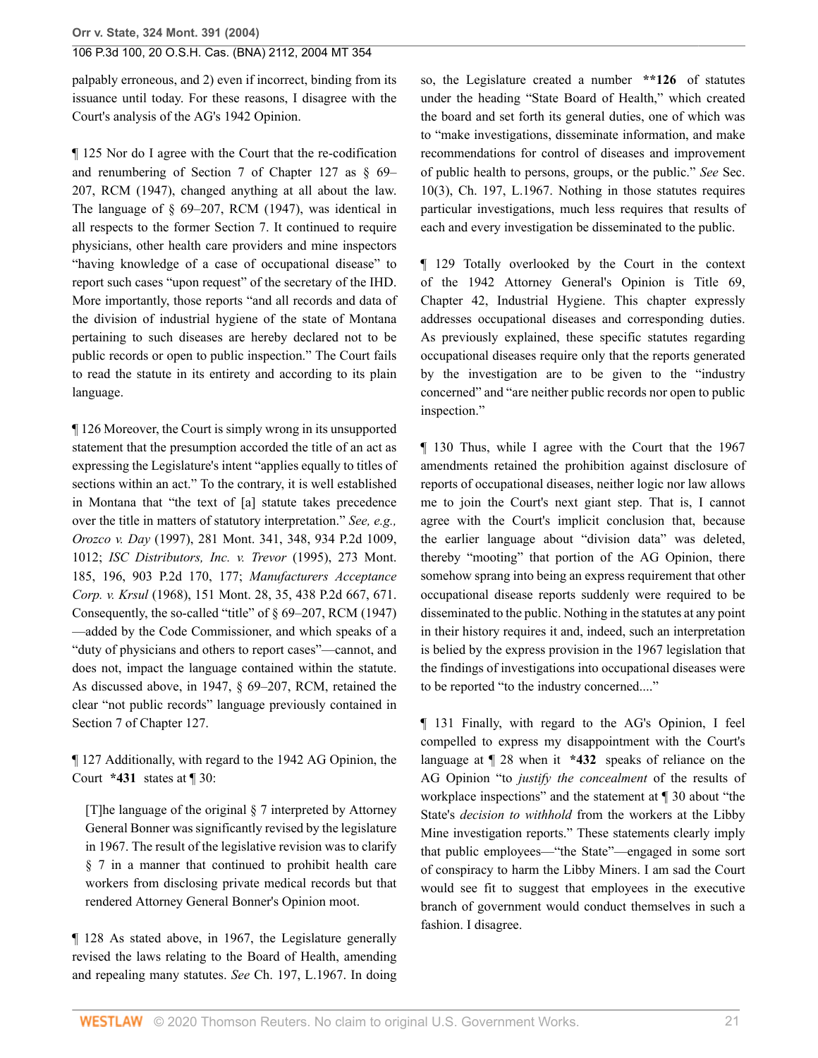palpably erroneous, and 2) even if incorrect, binding from its issuance until today. For these reasons, I disagree with the Court's analysis of the AG's 1942 Opinion.

¶ 125 Nor do I agree with the Court that the re-codification and renumbering of Section 7 of Chapter 127 as § 69–207, RCM (1947), changed anything at all about the law. The language of § 69–207, RCM (1947), was identical in all respects to the former Section 7. It continued to require physicians, other health care providers and mine inspectors "having knowledge of a case of occupational disease" to report such cases "upon request" of the secretary of the IHD. More importantly, those reports "and all records and data of the division of industrial hygiene of the state of Montana pertaining to such diseases are hereby declared not to be public records or open to public inspection." The Court fails to read the statute in its entirety and according to its plain language.

¶ 126 Moreover, the Court is simply wrong in its unsupported statement that the presumption accorded the title of an act as expressing the Legislature's intent "applies equally to titles of sections within an act." To the contrary, it is well established in Montana that "the text of [a] statute takes precedence over the title in matters of statutory interpretation." *See, e.g., Orozco v. Day* (1997), 281 Mont. 341, 348, 934 P.2d 1009, 1012; *ISC Distributors, Inc. v. Trevor* (1995), 273 Mont. 185, 196, 903 P.2d 170, 177; *Manufacturers Acceptance Corp. v. Krsul* (1968), 151 Mont. 28, 35, 438 P.2d 667, 671. Consequently, the so-called "title" of § 69–207, RCM (1947) —added by the Code Commissioner, and which speaks of a "duty of physicians and others to report cases"—cannot, and does not, impact the language contained within the statute. As discussed above, in 1947, § 69–207, RCM, retained the clear "not public records" language previously contained in Section 7 of Chapter 127.

¶ 127 Additionally, with regard to the 1942 AG Opinion, the Court **\*431** states at ¶ 30:

> [T]he language of the original § 7 interpreted by Attorney General Bonner was significantly revised by the legislature in 1967. The result of the legislative revision was to clarify § 7 in a manner that continued to prohibit health care workers from disclosing private medical records but that rendered Attorney General Bonner's Opinion moot.

¶ 128 As stated above, in 1967, the Legislature generally revised the laws relating to the Board of Health, amending and repealing many statutes. *See* Ch. 197, L.1967. In doing so, the Legislature created a number **\*\*126** of statutes under the heading "State Board of Health," which created the board and set forth its general duties, one of which was to "make investigations, disseminate information, and make recommendations for control of diseases and improvement of public health to persons, groups, or the public." *See* Sec. 10(3), Ch. 197, L.1967. Nothing in those statutes requires particular investigations, much less requires that results of each and every investigation be disseminated to the public.

¶ 129 Totally overlooked by the Court in the context of the 1942 Attorney General's Opinion is Title 69, Chapter 42, Industrial Hygiene. This chapter expressly addresses occupational diseases and corresponding duties. As previously explained, these specific statutes regarding occupational diseases require only that the reports generated by the investigation are to be given to the "industry concerned" and "are neither public records nor open to public inspection."

¶ 130 Thus, while I agree with the Court that the 1967 amendments retained the prohibition against disclosure of reports of occupational diseases, neither logic nor law allows me to join the Court's next giant step. That is, I cannot agree with the Court's implicit conclusion that, because the earlier language about "division data" was deleted, thereby "mooting" that portion of the AG Opinion, there somehow sprang into being an express requirement that other occupational disease reports suddenly were required to be disseminated to the public. Nothing in the statutes at any point in their history requires it and, indeed, such an interpretation is belied by the express provision in the 1967 legislation that the findings of investigations into occupational diseases were to be reported "to the industry concerned...."

¶ 131 Finally, with regard to the AG's Opinion, I feel compelled to express my disappointment with the Court's language at ¶ 28 when it **\*432** speaks of reliance on the AG Opinion "to *justify the concealment* of the results of workplace inspections" and the statement at ¶ 30 about "the State's *decision to withhold* from the workers at the Libby Mine investigation reports." These statements clearly imply that public employees—"the State"—engaged in some sort of conspiracy to harm the Libby Miners. I am sad the Court would see fit to suggest that employees in the executive branch of government would conduct themselves in such a fashion. I disagree.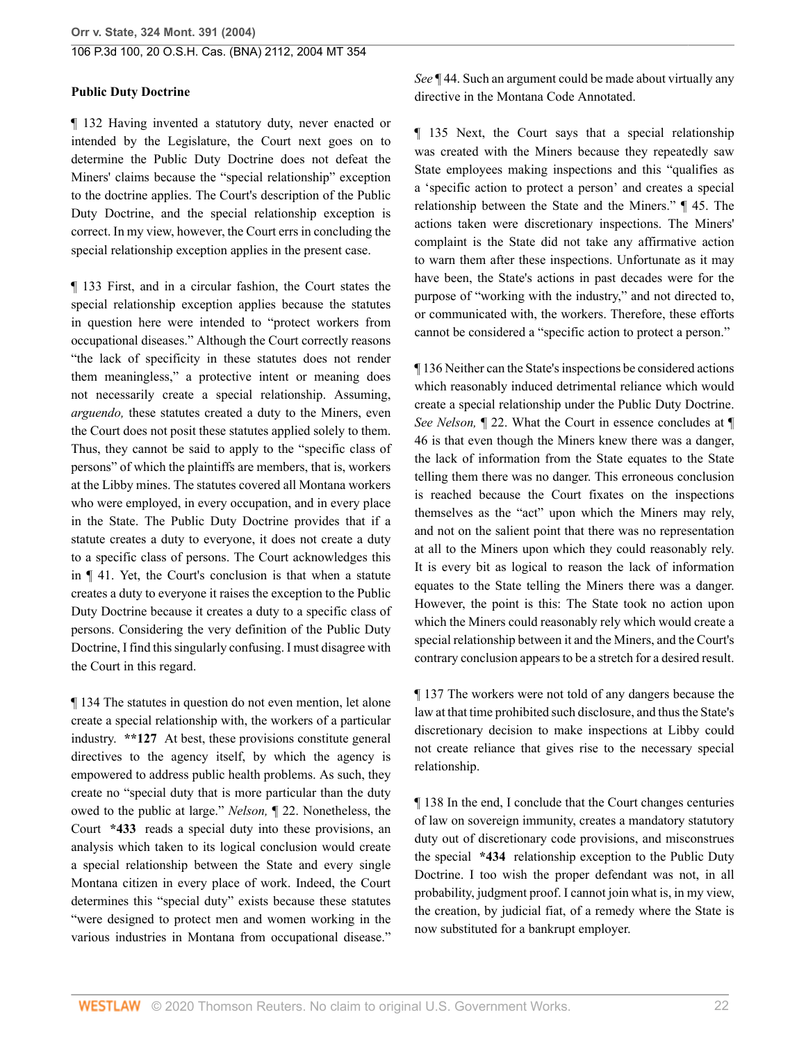**Public Duty Doctrine**

¶ 132 Having invented a statutory duty, never enacted or intended by the Legislature, the Court next goes on to determine the Public Duty Doctrine does not defeat the Miners' claims because the "special relationship" exception to the doctrine applies. The Court's description of the Public Duty Doctrine, and the special relationship exception is correct. In my view, however, the Court errs in concluding the special relationship exception applies in the present case.

¶ 133 First, and in a circular fashion, the Court states the special relationship exception applies because the statutes in question here were intended to "protect workers from occupational diseases." Although the Court correctly reasons "the lack of specificity in these statutes does not render them meaningless," a protective intent or meaning does not necessarily create a special relationship. Assuming, *arguendo,* these statutes created a duty to the Miners, even the Court does not posit these statutes applied solely to them. Thus, they cannot be said to apply to the "specific class of persons" of which the plaintiffs are members, that is, workers at the Libby mines. The statutes covered all Montana workers who were employed, in every occupation, and in every place in the State. The Public Duty Doctrine provides that if a statute creates a duty to everyone, it does not create a duty to a specific class of persons. The Court acknowledges this in ¶ 41. Yet, the Court's conclusion is that when a statute creates a duty to everyone it raises the exception to the Public Duty Doctrine because it creates a duty to a specific class of persons. Considering the very definition of the Public Duty Doctrine, I find this singularly confusing. I must disagree with the Court in this regard.

¶ 134 The statutes in question do not even mention, let alone create a special relationship with, the workers of a particular industry. **\*\*127** At best, these provisions constitute general directives to the agency itself, by which the agency is empowered to address public health problems. As such, they create no "special duty that is more particular than the duty owed to the public at large." *Nelson,* ¶ 22. Nonetheless, the Court **\*433** reads a special duty into these provisions, an analysis which taken to its logical conclusion would create a special relationship between the State and every single Montana citizen in every place of work. Indeed, the Court determines this "special duty" exists because these statutes "were designed to protect men and women working in the various industries in Montana from occupational disease." *See* ¶ 44. Such an argument could be made about virtually any directive in the Montana Code Annotated.

¶ 135 Next, the Court says that a special relationship was created with the Miners because they repeatedly saw State employees making inspections and this "qualifies as a 'specific action to protect a person' and creates a special relationship between the State and the Miners." ¶ 45. The actions taken were discretionary inspections. The Miners' complaint is the State did not take any affirmative action to warn them after these inspections. Unfortunate as it may have been, the State's actions in past decades were for the purpose of "working with the industry," and not directed to, or communicated with, the workers. Therefore, these efforts cannot be considered a "specific action to protect a person."

¶ 136 Neither can the State's inspections be considered actions which reasonably induced detrimental reliance which would create a special relationship under the Public Duty Doctrine. *See Nelson,* ¶ 22. What the Court in essence concludes at ¶ 46 is that even though the Miners knew there was a danger, the lack of information from the State equates to the State telling them there was no danger. This erroneous conclusion is reached because the Court fixates on the inspections themselves as the "act" upon which the Miners may rely, and not on the salient point that there was no representation at all to the Miners upon which they could reasonably rely. It is every bit as logical to reason the lack of information equates to the State telling the Miners there was a danger. However, the point is this: The State took no action upon which the Miners could reasonably rely which would create a special relationship between it and the Miners, and the Court's contrary conclusion appears to be a stretch for a desired result.

¶ 137 The workers were not told of any dangers because the law at that time prohibited such disclosure, and thus the State's discretionary decision to make inspections at Libby could not create reliance that gives rise to the necessary special relationship.

¶ 138 In the end, I conclude that the Court changes centuries of law on sovereign immunity, creates a mandatory statutory duty out of discretionary code provisions, and misconstrues the special **\*434** relationship exception to the Public Duty Doctrine. I too wish the proper defendant was not, in all probability, judgment proof. I cannot join what is, in my view, the creation, by judicial fiat, of a remedy where the State is now substituted for a bankrupt employer.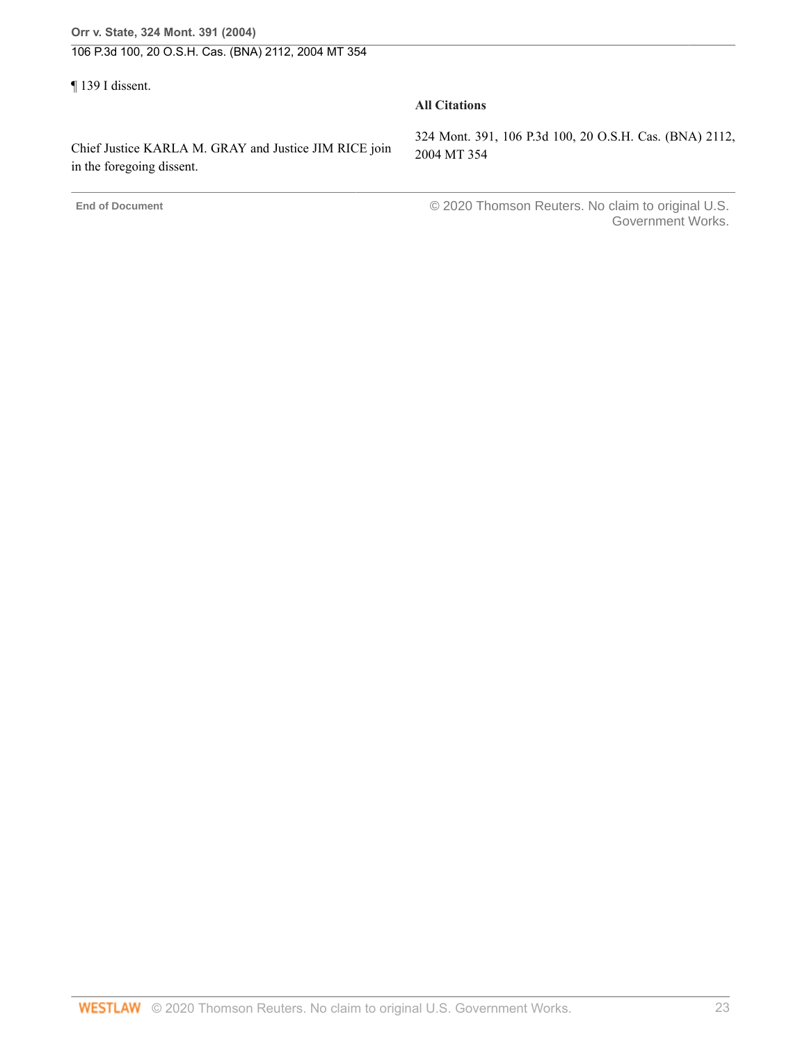¶ 139 I dissent.

Chief Justice KARLA M. GRAY and Justice JIM RICE join in the foregoing dissent.

**All Citations**

324 Mont. 391, 106 P.3d 100, 20 O.S.H. Cas. (BNA) 2112, 2004 MT 354

**End of Document**

© 2020 Thomson Reuters. No claim to original U.S. Government Works.